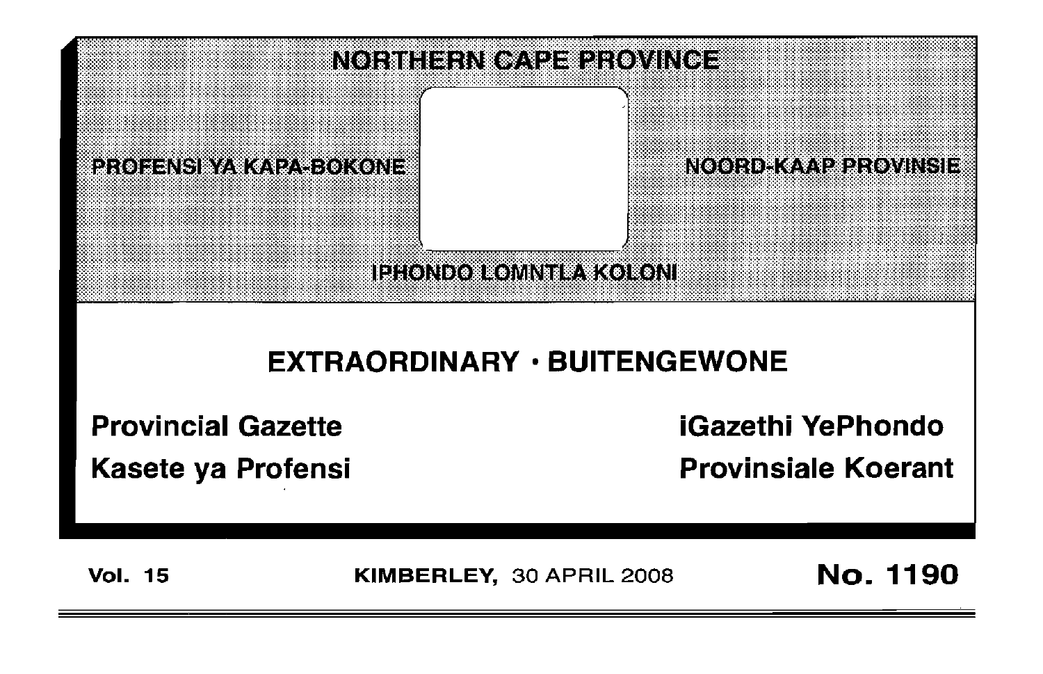# NORTHERN CAPE PROVINCE

PROFENSI YA KAPA-BOKONE

NOORD-KAAP PROVINSIE

IPHONDO LOMNTLA KOLONI

## EXTRAORDINARY · BUITENGEWONE

**Provincial Gazette**

**iGazethi YePhondo**

**Kasete ya Profensi**

**Provinsiale Koerant**

**Vol. 15** **KIMBERLEY,** 30 APRIL 2008 **No. 1190**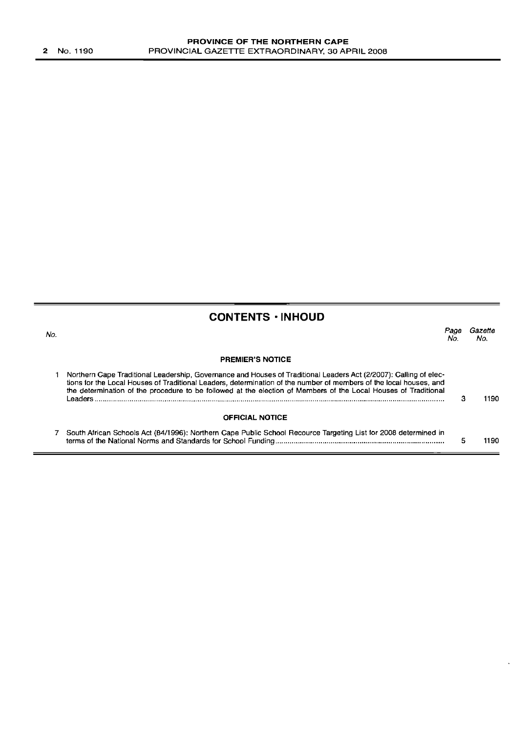## CONTENTS · INHOUD

| No. | | Page No. | Gazette No. |
|---|---|---|---|
| | **PREMIER'S NOTICE** | | |
| 1 | Northern Cape Traditional Leadership, Governance and Houses of Traditional Leaders Act (2/2007): Calling of elections for the Local Houses of Traditional Leaders, determination of the number of members of the local houses, and the determination of the procedure to be followed at the election of Members of the Local Houses of Traditional Leaders | 3 | 1190 |
| | **OFFICIAL NOTICE** | | |
| 7 | South African Schools Act (84/1996): Northern Cape Public School Recource Targeting List for 2008 determined in terms of the National Norms and Standards for School Funding | 5 | 1190 |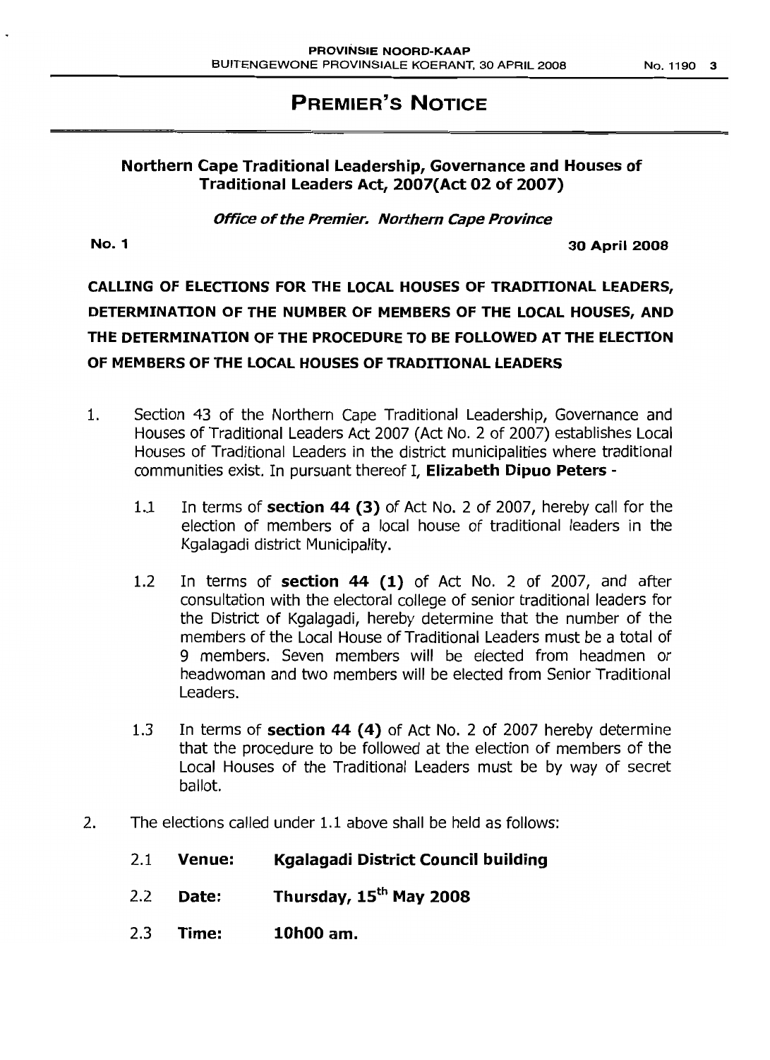# PREMIER'S NOTICE

## Northern Cape Traditional Leadership, Governance and Houses of Traditional Leaders Act, 2007(Act 02 of 2007)

*Office of the Premier. Northern Cape Province*

**No. 1** **30 April 2008**

**CALLING OF ELECTIONS FOR THE LOCAL HOUSES OF TRADITIONAL LEADERS, DETERMINATION OF THE NUMBER OF MEMBERS OF THE LOCAL HOUSES, AND THE DETERMINATION OF THE PROCEDURE TO BE FOLLOWED AT THE ELECTION OF MEMBERS OF THE LOCAL HOUSES OF TRADITIONAL LEADERS**

1. Section 43 of the Northern Cape Traditional Leadership, Governance and Houses of Traditional Leaders Act 2007 (Act No. 2 of 2007) establishes Local Houses of Traditional Leaders in the district municipalities where traditional communities exist. In pursuant thereof I, **Elizabeth Dipuo Peters** -

   1.1 In terms of **section 44 (3)** of Act No. 2 of 2007, hereby call for the election of members of a local house of traditional leaders in the Kgalagadi district Municipality.

   1.2 In terms of **section 44 (1)** of Act No. 2 of 2007, and after consultation with the electoral college of senior traditional leaders for the District of Kgalagadi, hereby determine that the number of the members of the Local House of Traditional Leaders must be a total of 9 members. Seven members will be elected from headmen or headwoman and two members will be elected from Senior Traditional Leaders.

   1.3 In terms of **section 44 (4)** of Act No. 2 of 2007 hereby determine that the procedure to be followed at the election of members of the Local Houses of the Traditional Leaders must be by way of secret ballot.

2. The elections called under 1.1 above shall be held as follows:

   2.1 **Venue: Kgalagadi District Council building**

   2.2 **Date: Thursday, 15th May 2008**

   2.3 **Time: 10h00 am.**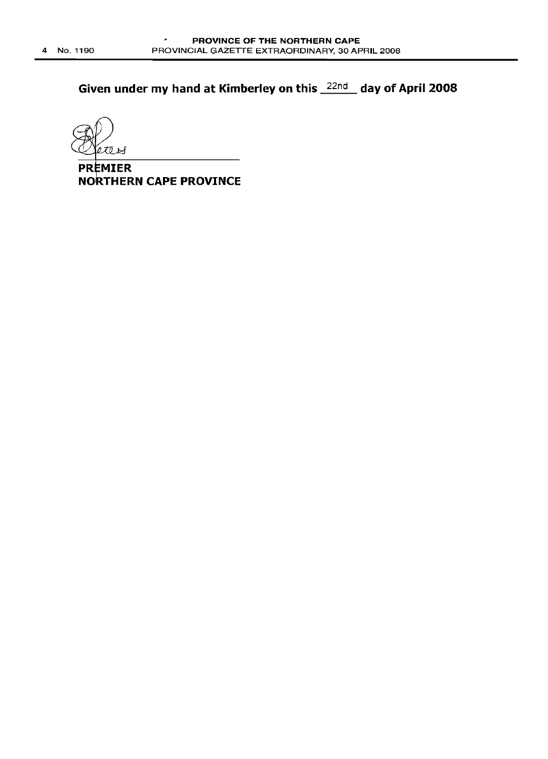**Given under my hand at Kimberley on this 22nd day of April 2008**

**PREMIER**
**NORTHERN CAPE PROVINCE**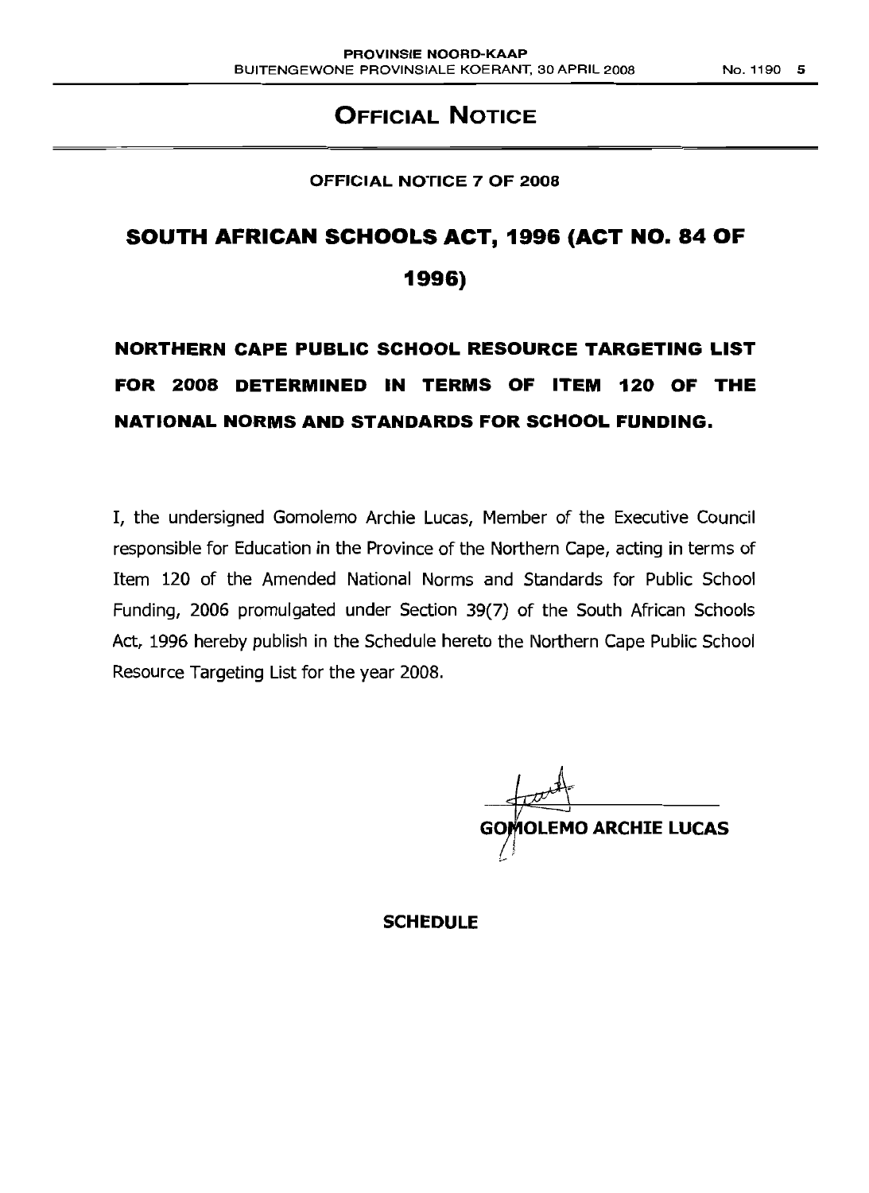# Official Notice

**OFFICIAL NOTICE 7 OF 2008**

## SOUTH AFRICAN SCHOOLS ACT, 1996 (ACT NO. 84 OF 1996)

### NORTHERN CAPE PUBLIC SCHOOL RESOURCE TARGETING LIST FOR 2008 DETERMINED IN TERMS OF ITEM 120 OF THE NATIONAL NORMS AND STANDARDS FOR SCHOOL FUNDING.

I, the undersigned Gomolemo Archie Lucas, Member of the Executive Council responsible for Education in the Province of the Northern Cape, acting in terms of Item 120 of the Amended National Norms and Standards for Public School Funding, 2006 promulgated under Section 39(7) of the South African Schools Act, 1996 hereby publish in the Schedule hereto the Northern Cape Public School Resource Targeting List for the year 2008.

**GOMOLEMO ARCHIE LUCAS**

**SCHEDULE**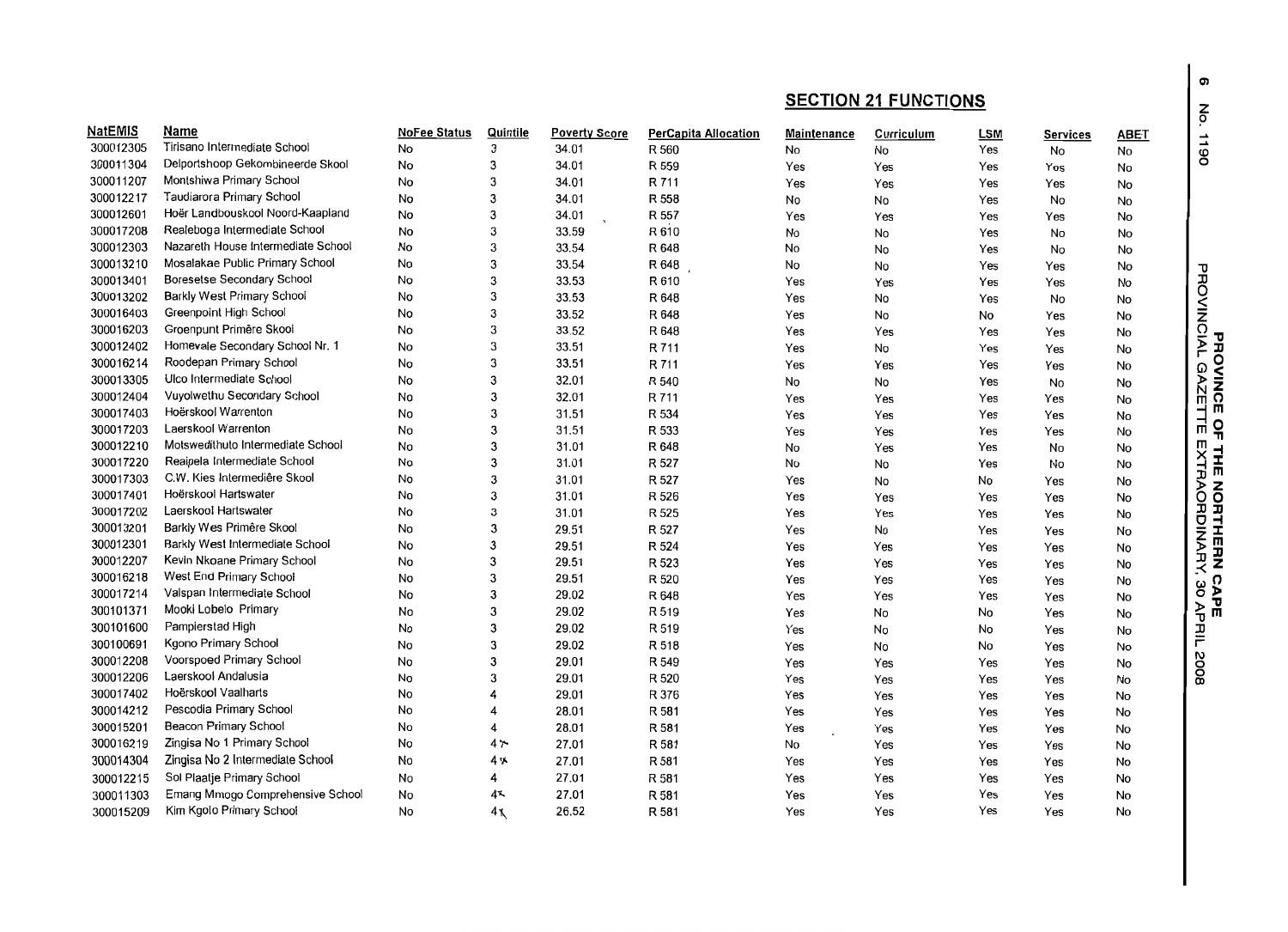## SECTION 21 FUNCTIONS

| NatEMIS | Name | NoFee Status | Quintile | Poverty Score | PerCapita Allocation | Maintenance | Curriculum | LSM | Services | ABET |
|---|---|---|---|---|---|---|---|---|---|---|
| 300012305 | Tirisano Intermediate School | No | 3 | 34.01 | R 560 | No | No | Yes | No | No |
| 300011304 | Delportshoop Gekombineerde Skool | No | 3 | 34.01 | R 559 | Yes | Yes | Yes | Yes | No |
| 300011207 | Montshiwa Primary School | No | 3 | 34.01 | R 711 | Yes | Yes | Yes | Yes | No |
| 300012217 | Taudiarora Primary School | No | 3 | 34.01 | R 558 | No | No | Yes | No | No |
| 300012601 | Hoër Landbouskool Noord-Kaapland | No | 3 | 34.01 | R 557 | Yes | Yes | Yes | Yes | No |
| 300017208 | Realeboga Intermediate School | No | 3 | 33.59 | R 610 | No | No | Yes | No | No |
| 300012303 | Nazareth House Intermediate School | No | 3 | 33.54 | R 648 | No | No | Yes | No | No |
| 300013210 | Mosalakae Public Primary School | No | 3 | 33.54 | R 648 | No | No | Yes | Yes | No |
| 300013401 | Boresetse Secondary School | No | 3 | 33.53 | R 610 | Yes | Yes | Yes | Yes | No |
| 300013202 | Barkly West Primary School | No | 3 | 33.53 | R 648 | Yes | No | Yes | No | No |
| 300016403 | Greenpoint High School | No | 3 | 33.52 | R 648 | Yes | No | No | Yes | No |
| 300016203 | Groenpunt Primêre Skool | No | 3 | 33.52 | R 648 | Yes | Yes | Yes | Yes | No |
| 300012402 | Homevale Secondary School Nr. 1 | No | 3 | 33.51 | R 711 | Yes | No | Yes | Yes | No |
| 300016214 | Roodepan Primary School | No | 3 | 33.51 | R 711 | Yes | Yes | Yes | Yes | No |
| 300013305 | Ulco Intermediate School | No | 3 | 32.01 | R 540 | No | No | Yes | No | No |
| 300012404 | Vuyolwethu Secondary School | No | 3 | 32.01 | R 711 | Yes | Yes | Yes | Yes | No |
| 300017403 | Hoërskool Warrenton | No | 3 | 31.51 | R 534 | Yes | Yes | Yes | Yes | No |
| 300017203 | Laerskool Warrenton | No | 3 | 31.51 | R 533 | Yes | Yes | Yes | Yes | No |
| 300012210 | Motswedithuto Intermediate School | No | 3 | 31.01 | R 648 | No | Yes | Yes | No | No |
| 300017220 | Reaipela Intermediate School | No | 3 | 31.01 | R 527 | No | No | Yes | No | No |
| 300017303 | C.W. Kies Intermediêre Skool | No | 3 | 31.01 | R 527 | Yes | No | No | Yes | No |
| 300017401 | Hoërskool Hartswater | No | 3 | 31.01 | R 526 | Yes | Yes | Yes | Yes | No |
| 300017202 | Laerskool Hartswater | No | 3 | 31.01 | R 525 | Yes | Yes | Yes | Yes | No |
| 300013201 | Barkly Wes Primêre Skool | No | 3 | 29.51 | R 527 | Yes | No | Yes | Yes | No |
| 300012301 | Barkly West Intermediate School | No | 3 | 29.51 | R 524 | Yes | Yes | Yes | Yes | No |
| 300012207 | Kevin Nkoane Primary School | No | 3 | 29.51 | R 523 | Yes | Yes | Yes | Yes | No |
| 300016218 | West End Primary School | No | 3 | 29.51 | R 520 | Yes | Yes | Yes | Yes | No |
| 300017214 | Valspan Intermediate School | No | 3 | 29.02 | R 648 | Yes | Yes | Yes | Yes | No |
| 300101371 | Mooki Lobelo Primary | No | 3 | 29.02 | R 519 | Yes | No | No | Yes | No |
| 300101600 | Pampierstad High | No | 3 | 29.02 | R 519 | Yes | No | No | Yes | No |
| 300100691 | Kgono Primary School | No | 3 | 29.02 | R 518 | Yes | No | No | Yes | No |
| 300012208 | Voorspoed Primary School | No | 3 | 29.01 | R 549 | Yes | Yes | Yes | Yes | No |
| 300012206 | Laerskool Andalusia | No | 3 | 29.01 | R 520 | Yes | Yes | Yes | Yes | No |
| 300017402 | Hoërskool Vaalharts | No | 4 | 29.01 | R 376 | Yes | Yes | Yes | Yes | No |
| 300014212 | Pescodia Primary School | No | 4 | 28.01 | R 581 | Yes | Yes | Yes | Yes | No |
| 300015201 | Beacon Primary School | No | 4 | 28.01 | R 581 | Yes | Yes | Yes | Yes | No |
| 300016219 | Zingisa No 1 Primary School | No | 4 | 27.01 | R 581 | No | Yes | Yes | Yes | No |
| 300014304 | Zingisa No 2 Intermediate School | No | 4 | 27.01 | R 581 | Yes | Yes | Yes | Yes | No |
| 300012215 | Sol Plaatje Primary School | No | 4 | 27.01 | R 581 | Yes | Yes | Yes | Yes | No |
| 300011303 | Emang Mmogo Comprehensive School | No | 4 | 27.01 | R 581 | Yes | Yes | Yes | Yes | No |
| 300015209 | Kim Kgolo Primary School | No | 4 | 26.52 | R 581 | Yes | Yes | Yes | Yes | No |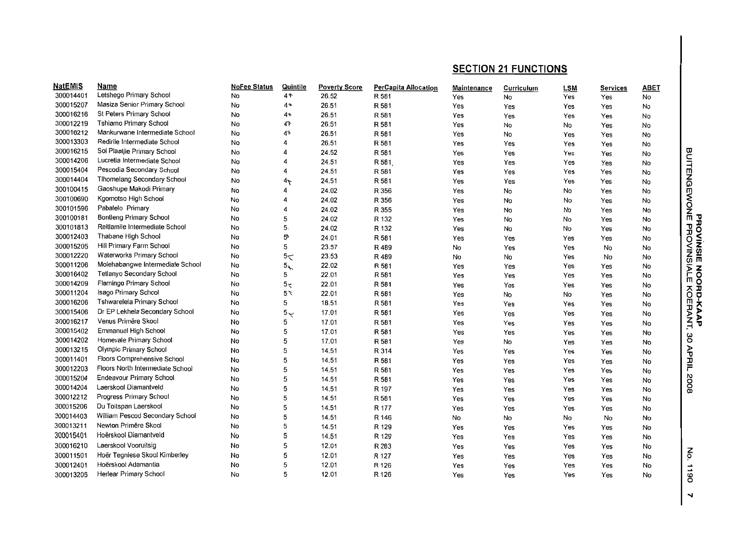## SECTION 21 FUNCTIONS

| NatEMIS | Name | NoFee Status | Quintile | Poverty Score | PerCapita Allocation | Maintenance | Curriculum | LSM | Services | ABET |
|---|---|---|---|---|---|---|---|---|---|---|
| 300014401 | Letshego Primary School | No | 4 | 26.52 | R 581 | Yes | No | Yes | Yes | No |
| 300015207 | Masiza Senior Primary School | No | 4 | 26.51 | R 581 | Yes | Yes | Yes | Yes | No |
| 300016216 | St Peters Primary School | No | 4 | 26.51 | R 581 | Yes | Yes | Yes | Yes | No |
| 300012219 | Tshiamo Primary School | No | 4 | 26.51 | R 581 | Yes | No | No | Yes | No |
| 300016212 | Mankurwane Intermediate School | No | 4 | 26.51 | R 581 | Yes | No | Yes | Yes | No |
| 300013303 | Redirile Intermediate School | No | 4 | 26.51 | R 581 | Yes | Yes | Yes | Yes | No |
| 300016215 | Sol Plaatjie Primary School | No | 4 | 24.52 | R 581 | Yes | Yes | Yes | Yes | No |
| 300014206 | Lucretia Intermediate School | No | 4 | 24.51 | R 581 | Yes | Yes | Yes | Yes | No |
| 300015404 | Pescodia Secondary School | No | 4 | 24.51 | R 581 | Yes | Yes | Yes | Yes | No |
| 300014404 | Tlhomelang Secondary School | No | 4 | 24.51 | R 581 | Yes | Yes | Yes | Yes | No |
| 300100415 | Gaoshupe Makodi Primary | No | 4 | 24.02 | R 356 | Yes | No | No | Yes | No |
| 300100690 | Kgomotso High School | No | 4 | 24.02 | R 356 | Yes | No | No | Yes | No |
| 300101596 | Pabalelo Primary | No | 4 | 24.02 | R 355 | Yes | No | No | Yes | No |
| 300100181 | Bontleng Primary School | No | 5 | 24.02 | R 132 | Yes | No | No | Yes | No |
| 300101813 | Reitlamile Intermediate School | No | 5 | 24.02 | R 132 | Yes | No | No | Yes | No |
| 300012403 | Thabane High School | No | 5 | 24.01 | R 581 | Yes | Yes | Yes | Yes | No |
| 300015205 | Hill Primary Farm School | No | 5 | 23.57 | R 489 | No | Yes | Yes | No | No |
| 300012220 | Waterworks Primary School | No | 5 | 23.53 | R 489 | No | No | Yes | No | No |
| 300011206 | Molehabangwe Intermediate School | No | 5 | 22.02 | R 581 | Yes | Yes | Yes | Yes | No |
| 300016402 | Tetlanyo Secondary School | No | 5 | 22.01 | R 581 | Yes | Yes | Yes | Yes | No |
| 300014209 | Flamingo Primary School | No | 5 | 22.01 | R 581 | Yes | Yes | Yes | Yes | No |
| 300011204 | Isago Primary School | No | 5 | 22.01 | R 581 | Yes | No | No | Yes | No |
| 300016206 | Tshwarelela Primary School | No | 5 | 18.51 | R 581 | Yes | Yes | Yes | Yes | No |
| 300015406 | Dr EP Lekhela Secondary School | No | 5 | 17.01 | R 581 | Yes | Yes | Yes | Yes | No |
| 300016217 | Venus Primêre Skool | No | 5 | 17.01 | R 581 | Yes | Yes | Yes | Yes | No |
| 300015402 | Emmanuel High School | No | 5 | 17.01 | R 581 | Yes | Yes | Yes | Yes | No |
| 300014202 | Homevale Primary School | No | 5 | 17.01 | R 581 | Yes | No | Yes | Yes | No |
| 300013215 | Olympic Primary School | No | 5 | 14.51 | R 314 | Yes | Yes | Yes | Yes | No |
| 300011401 | Floors Comprehensive School | No | 5 | 14.51 | R 581 | Yes | Yes | Yes | Yes | No |
| 300012203 | Floors North Intermediate School | No | 5 | 14.51 | R 581 | Yes | Yes | Yes | Yes | No |
| 300015204 | Endeavour Primary School | No | 5 | 14.51 | R 581 | Yes | Yes | Yes | Yes | No |
| 300014204 | Laerskool Diamantveld | No | 5 | 14.51 | R 197 | Yes | Yes | Yes | Yes | No |
| 300012212 | Progress Primary School | No | 5 | 14.51 | R 581 | Yes | Yes | Yes | Yes | No |
| 300015206 | Du Toitspan Laerskool | No | 5 | 14.51 | R 177 | Yes | Yes | Yes | Yes | No |
| 300014403 | William Pescod Secondary School | No | 5 | 14.51 | R 146 | No | No | No | No | No |
| 300013211 | Newton Primêre Skool | No | 5 | 14.51 | R 129 | Yes | Yes | Yes | Yes | No |
| 300015401 | Hoërskool Diamantveld | No | 5 | 14.51 | R 129 | Yes | Yes | Yes | Yes | No |
| 300016210 | Laerskool Vooruitsig | No | 5 | 12.01 | R 283 | Yes | Yes | Yes | Yes | No |
| 300011501 | Hoër Tegniese Skool Kimberley | No | 5 | 12.01 | R 127 | Yes | Yes | Yes | Yes | No |
| 300012401 | Hoërskool Adamantia | No | 5 | 12.01 | R 126 | Yes | Yes | Yes | Yes | No |
| 300013205 | Herlear Primary School | No | 5 | 12.01 | R 126 | Yes | Yes | Yes | Yes | No |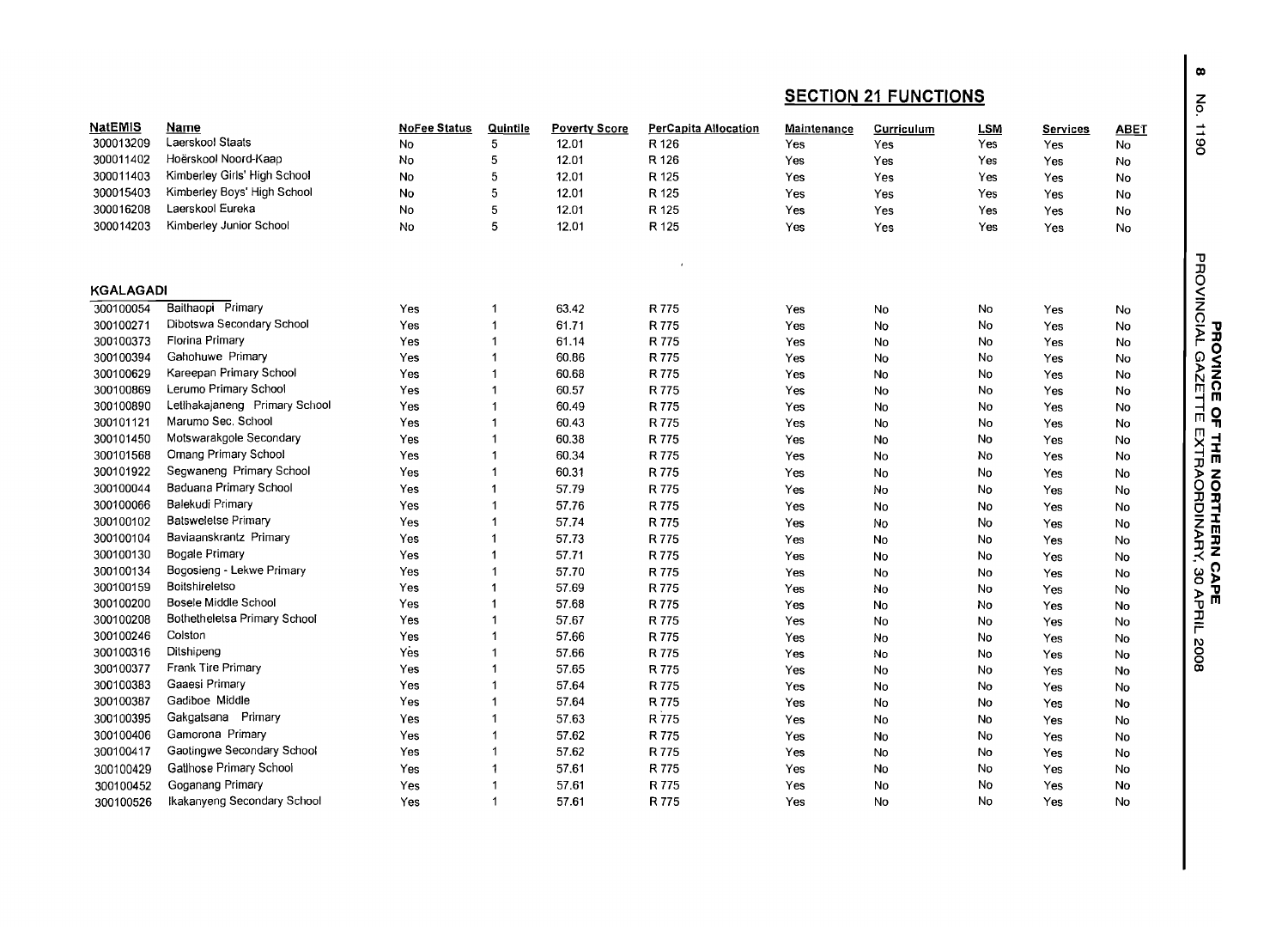## SECTION 21 FUNCTIONS

| NatEMIS | Name | NoFee Status | Quintile | Poverty Score | PerCapita Allocation | Maintenance | Curriculum | LSM | Services | ABET |
|---|---|---|---|---|---|---|---|---|---|---|
| 300013209 | Laerskool Staats | No | 5 | 12.01 | R 126 | Yes | Yes | Yes | Yes | No |
| 300011402 | Hoërskool Noord-Kaap | No | 5 | 12.01 | R 126 | Yes | Yes | Yes | Yes | No |
| 300011403 | Kimberley Girls' High School | No | 5 | 12.01 | R 125 | Yes | Yes | Yes | Yes | No |
| 300015403 | Kimberley Boys' High School | No | 5 | 12.01 | R 125 | Yes | Yes | Yes | Yes | No |
| 300016208 | Laerskool Eureka | No | 5 | 12.01 | R 125 | Yes | Yes | Yes | Yes | No |
| 300014203 | Kimberley Junior School | No | 5 | 12.01 | R 125 | Yes | Yes | Yes | Yes | No |
| **KGALAGADI** | | | | | | | | | | |
| 300100054 | Baithaopi Primary | Yes | 1 | 63.42 | R 775 | Yes | No | No | Yes | No |
| 300100271 | Dibotswa Secondary School | Yes | 1 | 61.71 | R 775 | Yes | No | No | Yes | No |
| 300100373 | Florina Primary | Yes | 1 | 61.14 | R 775 | Yes | No | No | Yes | No |
| 300100394 | Gahohuwe Primary | Yes | 1 | 60.86 | R 775 | Yes | No | No | Yes | No |
| 300100629 | Kareepan Primary School | Yes | 1 | 60.68 | R 775 | Yes | No | No | Yes | No |
| 300100869 | Lerumo Primary School | Yes | 1 | 60.57 | R 775 | Yes | No | No | Yes | No |
| 300100890 | Letlhakajaneng Primary School | Yes | 1 | 60.49 | R 775 | Yes | No | No | Yes | No |
| 300101121 | Marumo Sec. School | Yes | 1 | 60.43 | R 775 | Yes | No | No | Yes | No |
| 300101450 | Motswarakgole Secondary | Yes | 1 | 60.38 | R 775 | Yes | No | No | Yes | No |
| 300101568 | Omang Primary School | Yes | 1 | 60.34 | R 775 | Yes | No | No | Yes | No |
| 300101922 | Segwaneng Primary School | Yes | 1 | 60.31 | R 775 | Yes | No | No | Yes | No |
| 300100044 | Baduana Primary School | Yes | 1 | 57.79 | R 775 | Yes | No | No | Yes | No |
| 300100066 | Balekudi Primary | Yes | 1 | 57.76 | R 775 | Yes | No | No | Yes | No |
| 300100102 | Batsweletse Primary | Yes | 1 | 57.74 | R 775 | Yes | No | No | Yes | No |
| 300100104 | Baviaanskrantz Primary | Yes | 1 | 57.73 | R 775 | Yes | No | No | Yes | No |
| 300100130 | Bogale Primary | Yes | 1 | 57.71 | R 775 | Yes | No | No | Yes | No |
| 300100134 | Bogosieng - Lekwe Primary | Yes | 1 | 57.70 | R 775 | Yes | No | No | Yes | No |
| 300100159 | Boitshireletso | Yes | 1 | 57.69 | R 775 | Yes | No | No | Yes | No |
| 300100200 | Bosele Middle School | Yes | 1 | 57.68 | R 775 | Yes | No | No | Yes | No |
| 300100208 | Bothetheletsa Primary School | Yes | 1 | 57.67 | R 775 | Yes | No | No | Yes | No |
| 300100246 | Colston | Yes | 1 | 57.66 | R 775 | Yes | No | No | Yes | No |
| 300100316 | Ditshipeng | Yes | 1 | 57.66 | R 775 | Yes | No | No | Yes | No |
| 300100377 | Frank Tire Primary | Yes | 1 | 57.65 | R 775 | Yes | No | No | Yes | No |
| 300100383 | Gaaesi Primary | Yes | 1 | 57.64 | R 775 | Yes | No | No | Yes | No |
| 300100387 | Gadiboe Middle | Yes | 1 | 57.64 | R 775 | Yes | No | No | Yes | No |
| 300100395 | Gakgatsana Primary | Yes | 1 | 57.63 | R 775 | Yes | No | No | Yes | No |
| 300100406 | Gamorona Primary | Yes | 1 | 57.62 | R 775 | Yes | No | No | Yes | No |
| 300100417 | Gaotingwe Secondary School | Yes | 1 | 57.62 | R 775 | Yes | No | No | Yes | No |
| 300100429 | Gatlhose Primary School | Yes | 1 | 57.61 | R 775 | Yes | No | No | Yes | No |
| 300100452 | Goganang Primary | Yes | 1 | 57.61 | R 775 | Yes | No | No | Yes | No |
| 300100526 | Ikakanyeng Secondary School | Yes | 1 | 57.61 | R 775 | Yes | No | No | Yes | No |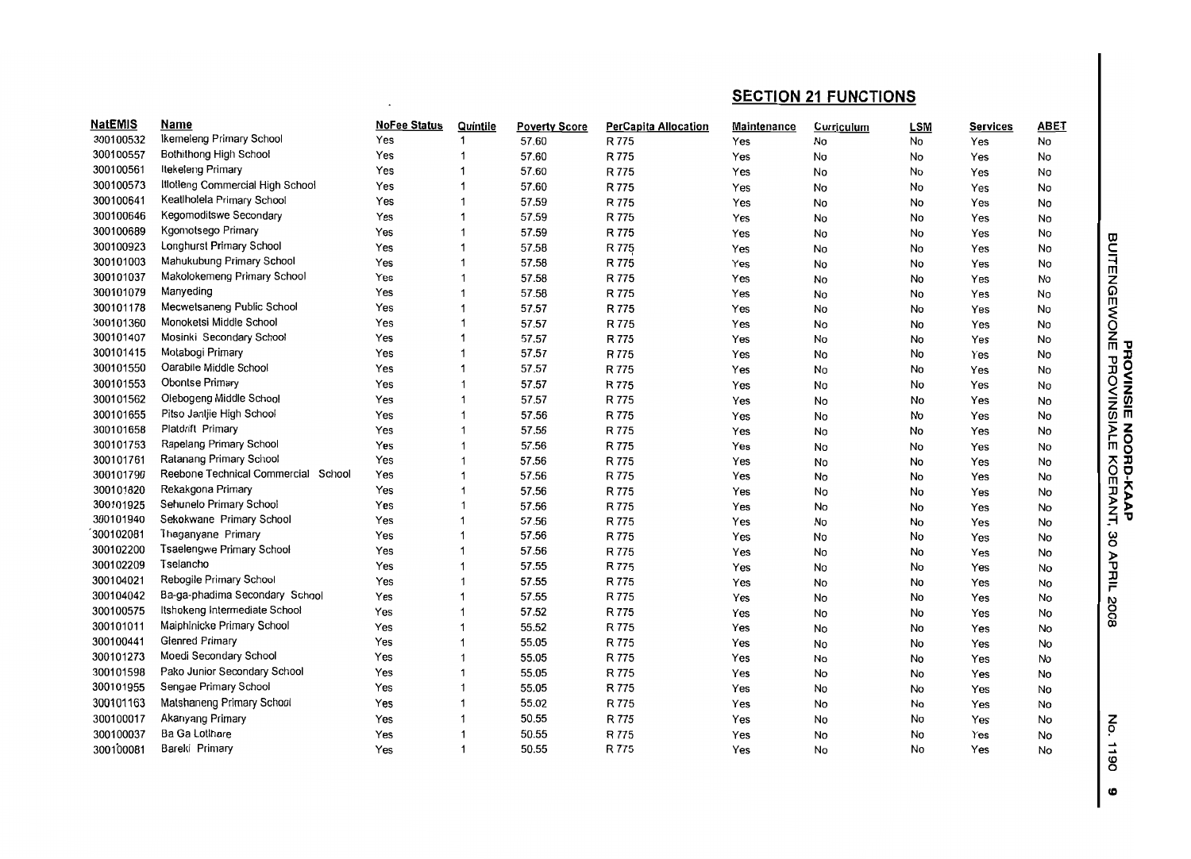## SECTION 21 FUNCTIONS

| NatEMIS | Name | NoFee Status | Quintile | Poverty Score | PerCapita Allocation | Maintenance | Curriculum | LSM | Services | ABET |
|---|---|---|---|---|---|---|---|---|---|---|
| 300100532 | Ikemeleng Primary School | Yes | 1 | 57.60 | R 775 | Yes | No | No | Yes | No |
| 300100557 | Bothithong High School | Yes | 1 | 57.60 | R 775 | Yes | No | No | Yes | No |
| 300100561 | Itekeleng Primary | Yes | 1 | 57.60 | R 775 | Yes | No | No | Yes | No |
| 300100573 | Itlotleng Commercial High School | Yes | 1 | 57.60 | R 775 | Yes | No | No | Yes | No |
| 300100641 | Kealiholela Primary School | Yes | 1 | 57.59 | R 775 | Yes | No | No | Yes | No |
| 300100646 | Kegomoditswe Secondary | Yes | 1 | 57.59 | R 775 | Yes | No | No | Yes | No |
| 300100689 | Kgomotsego Primary | Yes | 1 | 57.59 | R 775 | Yes | No | No | Yes | No |
| 300100923 | Longhurst Primary School | Yes | 1 | 57.58 | R 775 | Yes | No | No | Yes | No |
| 300101003 | Mahukubung Primary School | Yes | 1 | 57.58 | R 775 | Yes | No | No | Yes | No |
| 300101037 | Makolokemeng Primary School | Yes | 1 | 57.58 | R 775 | Yes | No | No | Yes | No |
| 300101079 | Manyeding | Yes | 1 | 57.58 | R 775 | Yes | No | No | Yes | No |
| 300101178 | Mecwetsaneng Public School | Yes | 1 | 57.57 | R 775 | Yes | No | No | Yes | No |
| 300101360 | Monoketsi Middle School | Yes | 1 | 57.57 | R 775 | Yes | No | No | Yes | No |
| 300101407 | Mosinki Secondary School | Yes | 1 | 57.57 | R 775 | Yes | No | No | Yes | No |
| 300101415 | Motabogi Primary | Yes | 1 | 57.57 | R 775 | Yes | No | No | Yes | No |
| 300101550 | Oarabile Middle School | Yes | 1 | 57.57 | R 775 | Yes | No | No | Yes | No |
| 300101553 | Obontse Primary | Yes | 1 | 57.57 | R 775 | Yes | No | No | Yes | No |
| 300101562 | Olebogeng Middle School | Yes | 1 | 57.57 | R 775 | Yes | No | No | Yes | No |
| 300101655 | Pitso Jantjie High School | Yes | 1 | 57.56 | R 775 | Yes | No | No | Yes | No |
| 300101658 | Platdrift Primary | Yes | 1 | 57.56 | R 775 | Yes | No | No | Yes | No |
| 300101753 | Rapelang Primary School | Yes | 1 | 57.56 | R 775 | Yes | No | No | Yes | No |
| 300101761 | Ratanang Primary School | Yes | 1 | 57.56 | R 775 | Yes | No | No | Yes | No |
| 300101790 | Reebone Technical Commercial School | Yes | 1 | 57.56 | R 775 | Yes | No | No | Yes | No |
| 300101820 | Rekakgona Primary | Yes | 1 | 57.56 | R 775 | Yes | No | No | Yes | No |
| 300101925 | Sehunelo Primary School | Yes | 1 | 57.56 | R 775 | Yes | No | No | Yes | No |
| 300101940 | Sekokwane Primary School | Yes | 1 | 57.56 | R 775 | Yes | No | No | Yes | No |
| 300102081 | Thaganyane Primary | Yes | 1 | 57.56 | R 775 | Yes | No | No | Yes | No |
| 300102200 | Tsaelengwe Primary School | Yes | 1 | 57.56 | R 775 | Yes | No | No | Yes | No |
| 300102209 | Tselancho | Yes | 1 | 57.55 | R 775 | Yes | No | No | Yes | No |
| 300104021 | Rebogile Primary School | Yes | 1 | 57.55 | R 775 | Yes | No | No | Yes | No |
| 300104042 | Ba-ga-phadima Secondary School | Yes | 1 | 57.55 | R 775 | Yes | No | No | Yes | No |
| 300100575 | Itshokeng Intermediate School | Yes | 1 | 57.52 | R 775 | Yes | No | No | Yes | No |
| 300101011 | Maiphinicke Primary School | Yes | 1 | 55.52 | R 775 | Yes | No | No | Yes | No |
| 300100441 | Glenred Primary | Yes | 1 | 55.05 | R 775 | Yes | No | No | Yes | No |
| 300101273 | Moedi Secondary School | Yes | 1 | 55.05 | R 775 | Yes | No | No | Yes | No |
| 300101598 | Pako Junior Secondary School | Yes | 1 | 55.05 | R 775 | Yes | No | No | Yes | No |
| 300101955 | Sengae Primary School | Yes | 1 | 55.05 | R 775 | Yes | No | No | Yes | No |
| 300101163 | Matshaneng Primary School | Yes | 1 | 55.02 | R 775 | Yes | No | No | Yes | No |
| 300100017 | Akanyang Primary | Yes | 1 | 50.55 | R 775 | Yes | No | No | Yes | No |
| 300100037 | Ba Ga Lotlhare | Yes | 1 | 50.55 | R 775 | Yes | No | No | Yes | No |
| 300100081 | Bareki Primary | Yes | 1 | 50.55 | R 775 | Yes | No | No | Yes | No |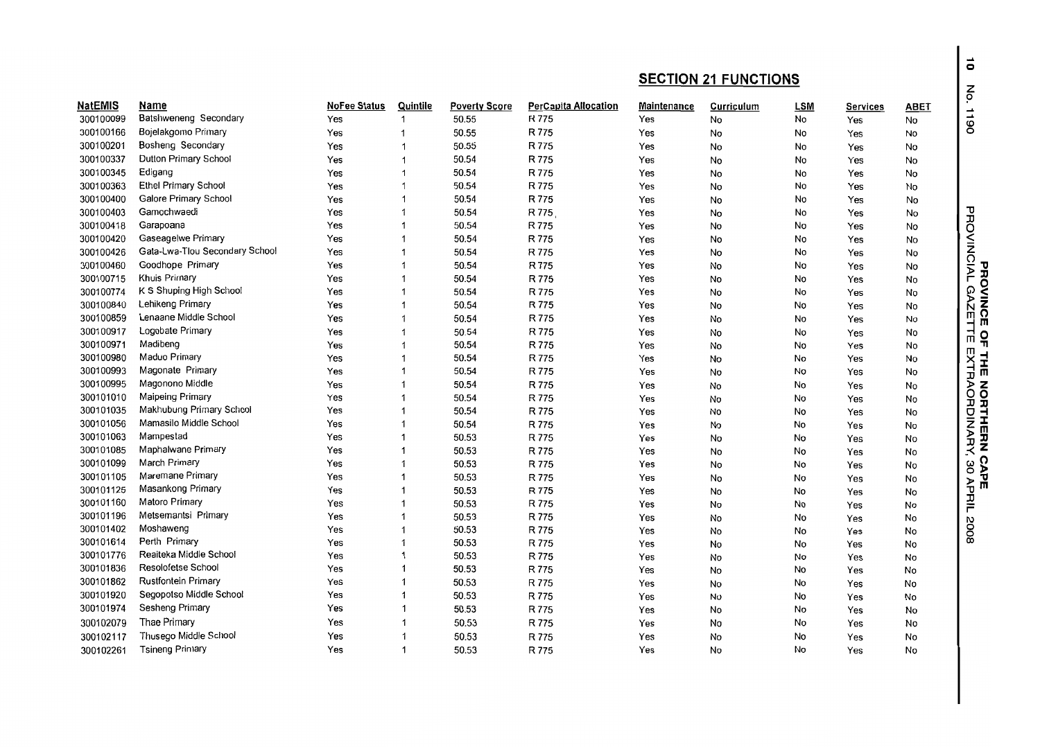## SECTION 21 FUNCTIONS

| NatEMIS | Name | NoFee Status | Quintile | Poverty Score | PerCapita Allocation | Maintenance | Curriculum | LSM | Services | ABET |
|---|---|---|---|---|---|---|---|---|---|---|
| 300100099 | Batshweneng Secondary | Yes | 1 | 50.55 | R 775 | Yes | No | No | Yes | No |
| 300100166 | Bojelakgomo Primary | Yes | 1 | 50.55 | R 775 | Yes | No | No | Yes | No |
| 300100201 | Bosheng Secondary | Yes | 1 | 50.55 | R 775 | Yes | No | No | Yes | No |
| 300100337 | Dutton Primary School | Yes | 1 | 50.54 | R 775 | Yes | No | No | Yes | No |
| 300100345 | Edigang | Yes | 1 | 50.54 | R 775 | Yes | No | No | Yes | No |
| 300100363 | Ethel Primary School | Yes | 1 | 50.54 | R 775 | Yes | No | No | Yes | No |
| 300100400 | Galore Primary School | Yes | 1 | 50.54 | R 775 | Yes | No | No | Yes | No |
| 300100403 | Gamochwaedi | Yes | 1 | 50.54 | R 775 | Yes | No | No | Yes | No |
| 300100418 | Garapoana | Yes | 1 | 50.54 | R 775 | Yes | No | No | Yes | No |
| 300100420 | Gaseagelwe Primary | Yes | 1 | 50.54 | R 775 | Yes | No | No | Yes | No |
| 300100426 | Gata-Lwa-Tlou Secondary School | Yes | 1 | 50.54 | R 775 | Yes | No | No | Yes | No |
| 300100460 | Goodhope Primary | Yes | 1 | 50.54 | R 775 | Yes | No | No | Yes | No |
| 300100715 | Khuis Primary | Yes | 1 | 50.54 | R 775 | Yes | No | No | Yes | No |
| 300100774 | K S Shuping High School | Yes | 1 | 50.54 | R 775 | Yes | No | No | Yes | No |
| 300100840 | Lehikeng Primary | Yes | 1 | 50.54 | R 775 | Yes | No | No | Yes | No |
| 300100859 | Lenaane Middle School | Yes | 1 | 50.54 | R 775 | Yes | No | No | Yes | No |
| 300100917 | Logobate Primary | Yes | 1 | 50.54 | R 775 | Yes | No | No | Yes | No |
| 300100971 | Madibeng | Yes | 1 | 50.54 | R 775 | Yes | No | No | Yes | No |
| 300100980 | Maduo Primary | Yes | 1 | 50.54 | R 775 | Yes | No | No | Yes | No |
| 300100993 | Magonate Primary | Yes | 1 | 50.54 | R 775 | Yes | No | No | Yes | No |
| 300100995 | Magonono Middle | Yes | 1 | 50.54 | R 775 | Yes | No | No | Yes | No |
| 300101010 | Maipeing Primary | Yes | 1 | 50.54 | R 775 | Yes | No | No | Yes | No |
| 300101035 | Makhubung Primary School | Yes | 1 | 50.54 | R 775 | Yes | No | No | Yes | No |
| 300101056 | Mamasilo Middle School | Yes | 1 | 50.54 | R 775 | Yes | No | No | Yes | No |
| 300101063 | Mampestad | Yes | 1 | 50.53 | R 775 | Yes | No | No | Yes | No |
| 300101085 | Maphalwane Primary | Yes | 1 | 50.53 | R 775 | Yes | No | No | Yes | No |
| 300101099 | March Primary | Yes | 1 | 50.53 | R 775 | Yes | No | No | Yes | No |
| 300101105 | Maremane Primary | Yes | 1 | 50.53 | R 775 | Yes | No | No | Yes | No |
| 300101125 | Masankong Primary | Yes | 1 | 50.53 | R 775 | Yes | No | No | Yes | No |
| 300101160 | Matoro Primary | Yes | 1 | 50.53 | R 775 | Yes | No | No | Yes | No |
| 300101196 | Metsemantsi Primary | Yes | 1 | 50.53 | R 775 | Yes | No | No | Yes | No |
| 300101402 | Moshaweng | Yes | 1 | 50.53 | R 775 | Yes | No | No | Yes | No |
| 300101614 | Perth Primary | Yes | 1 | 50.53 | R 775 | Yes | No | No | Yes | No |
| 300101776 | Reaiteka Middle School | Yes | 1 | 50.53 | R 775 | Yes | No | No | Yes | No |
| 300101836 | Resolofetse School | Yes | 1 | 50.53 | R 775 | Yes | No | No | Yes | No |
| 300101862 | Rustfontein Primary | Yes | 1 | 50.53 | R 775 | Yes | No | No | Yes | No |
| 300101920 | Segopotso Middle School | Yes | 1 | 50.53 | R 775 | Yes | No | No | Yes | No |
| 300101974 | Sesheng Primary | Yes | 1 | 50.53 | R 775 | Yes | No | No | Yes | No |
| 300102079 | Thae Primary | Yes | 1 | 50.53 | R 775 | Yes | No | No | Yes | No |
| 300102117 | Thusego Middle School | Yes | 1 | 50.53 | R 775 | Yes | No | No | Yes | No |
| 300102261 | Tsineng Primary | Yes | 1 | 50.53 | R 775 | Yes | No | No | Yes | No |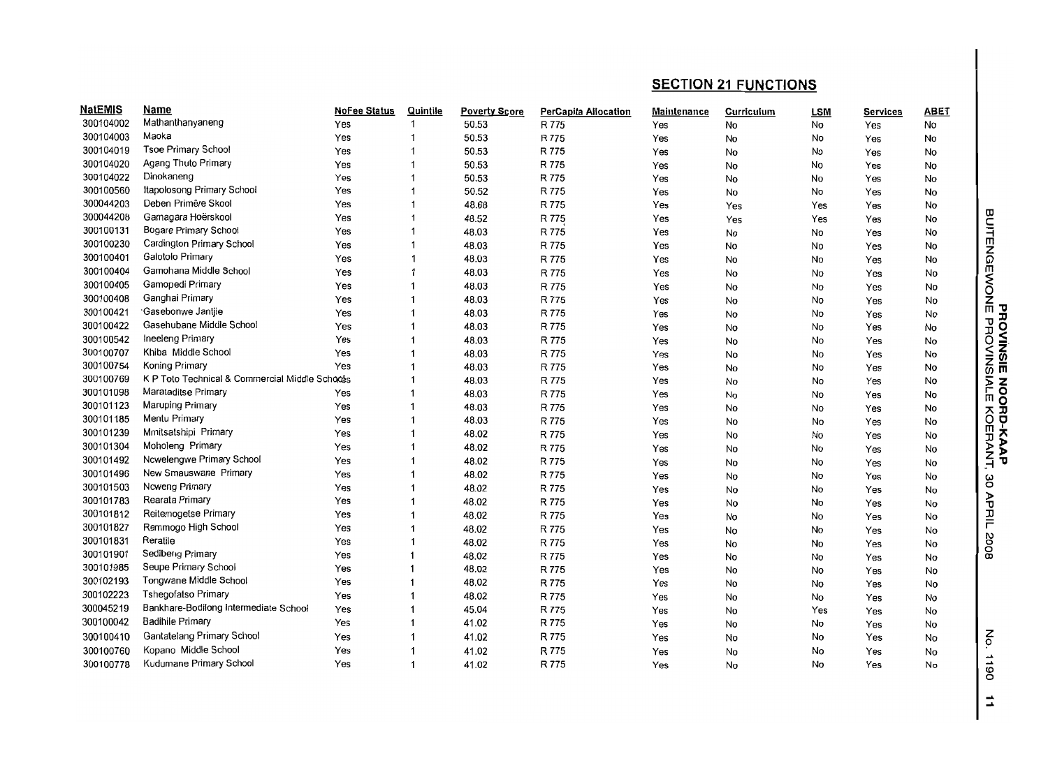## SECTION 21 FUNCTIONS

| NatEMIS | Name | NoFee Status | Quintile | Poverty Score | PerCapita Allocation | Maintenance | Curriculum | LSM | Services | ABET |
|---|---|---|---|---|---|---|---|---|---|---|
| 300104002 | Mathanthanyaneng | Yes | 1 | 50.53 | R 775 | Yes | No | No | Yes | No |
| 300104003 | Maoka | Yes | 1 | 50.53 | R 775 | Yes | No | No | Yes | No |
| 300104019 | Tsoe Primary School | Yes | 1 | 50.53 | R 775 | Yes | No | No | Yes | No |
| 300104020 | Agang Thuto Primary | Yes | 1 | 50.53 | R 775 | Yes | No | No | Yes | No |
| 300104022 | Dinokaneng | Yes | 1 | 50.53 | R 775 | Yes | No | No | Yes | No |
| 300100560 | Itapolosong Primary School | Yes | 1 | 50.52 | R 775 | Yes | No | No | Yes | No |
| 300044203 | Deben Primêre Skool | Yes | 1 | 48.68 | R 775 | Yes | Yes | Yes | Yes | No |
| 300044208 | Gamagara Hoërskool | Yes | 1 | 48.52 | R 775 | Yes | Yes | Yes | Yes | No |
| 300100131 | Bogare Primary School | Yes | 1 | 48.03 | R 775 | Yes | No | No | Yes | No |
| 300100230 | Cardington Primary School | Yes | 1 | 48.03 | R 775 | Yes | No | No | Yes | No |
| 300100401 | Galotolo Primary | Yes | 1 | 48.03 | R 775 | Yes | No | No | Yes | No |
| 300100404 | Gamohana Middle School | Yes | 1 | 48.03 | R 775 | Yes | No | No | Yes | No |
| 300100405 | Gamopedi Primary | Yes | 1 | 48.03 | R 775 | Yes | No | No | Yes | No |
| 300100408 | Ganghai Primary | Yes | 1 | 48.03 | R 775 | Yes | No | No | Yes | No |
| 300100421 | Gasebonwe Jantjie | Yes | 1 | 48.03 | R 775 | Yes | No | No | Yes | No |
| 300100422 | Gasehubane Middle School | Yes | 1 | 48.03 | R 775 | Yes | No | No | Yes | No |
| 300100542 | Ineeleng Primary | Yes | 1 | 48.03 | R 775 | Yes | No | No | Yes | No |
| 300100707 | Khiba Middle School | Yes | 1 | 48.03 | R 775 | Yes | No | No | Yes | No |
| 300100754 | Koning Primary | Yes | 1 | 48.03 | R 775 | Yes | No | No | Yes | No |
| 300100769 | K P Toto Technical & Commercial Middle Schools | | 1 | 48.03 | R 775 | Yes | No | No | Yes | No |
| 300101098 | Marataditse Primary | Yes | 1 | 48.03 | R 775 | Yes | No | No | Yes | No |
| 300101123 | Maruping Primary | Yes | 1 | 48.03 | R 775 | Yes | No | No | Yes | No |
| 300101185 | Mentu Primary | Yes | 1 | 48.03 | R 775 | Yes | No | No | Yes | No |
| 300101239 | Mmitsatshipi Primary | Yes | 1 | 48.02 | R 775 | Yes | No | No | Yes | No |
| 300101304 | Moholeng Primary | Yes | 1 | 48.02 | R 775 | Yes | No | No | Yes | No |
| 300101492 | Ncwelengwe Primary School | Yes | 1 | 48.02 | R 775 | Yes | No | No | Yes | No |
| 300101496 | New Smauswane Primary | Yes | 1 | 48.02 | R 775 | Yes | No | No | Yes | No |
| 300101503 | Ncweng Primary | Yes | 1 | 48.02 | R 775 | Yes | No | No | Yes | No |
| 300101783 | Rearata Primary | Yes | 1 | 48.02 | R 775 | Yes | No | No | Yes | No |
| 300101812 | Reitemogetse Primary | Yes | 1 | 48.02 | R 775 | Yes | No | No | Yes | No |
| 300101827 | Remmogo High School | Yes | 1 | 48.02 | R 775 | Yes | No | No | Yes | No |
| 300101831 | Reratile | Yes | 1 | 48.02 | R 775 | Yes | No | No | Yes | No |
| 300101901 | Sedibeng Primary | Yes | 1 | 48.02 | R 775 | Yes | No | No | Yes | No |
| 300101985 | Seupe Primary School | Yes | 1 | 48.02 | R 775 | Yes | No | No | Yes | No |
| 300102193 | Tongwane Middle School | Yes | 1 | 48.02 | R 775 | Yes | No | No | Yes | No |
| 300102223 | Tshegofatso Primary | Yes | 1 | 48.02 | R 775 | Yes | No | No | Yes | No |
| 300045219 | Bankhare-Bodilong Intermediate School | Yes | 1 | 45.04 | R 775 | Yes | No | Yes | Yes | No |
| 300100042 | Badihile Primary | Yes | 1 | 41.02 | R 775 | Yes | No | No | Yes | No |
| 300100410 | Gantatelang Primary School | Yes | 1 | 41.02 | R 775 | Yes | No | No | Yes | No |
| 300100760 | Kopano Middle School | Yes | 1 | 41.02 | R 775 | Yes | No | No | Yes | No |
| 300100778 | Kudumane Primary School | Yes | 1 | 41.02 | R 775 | Yes | No | No | Yes | No |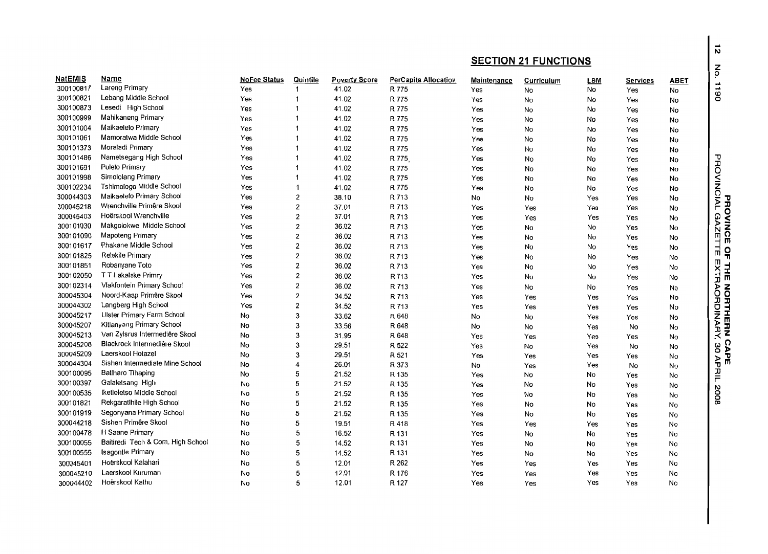## SECTION 21 FUNCTIONS

| NatEMIS | Name | NoFee Status | Quintile | Poverty Score | PerCapita Allocation | Maintenance | Curriculum | LSM | Services | ABET |
|---|---|---|---|---|---|---|---|---|---|---|
| 300100817 | Lareng Primary | Yes | 1 | 41.02 | R 775 | Yes | No | No | Yes | No |
| 300100821 | Lebang Middle School | Yes | 1 | 41.02 | R 775 | Yes | No | No | Yes | No |
| 300100873 | Lesedi High School | Yes | 1 | 41.02 | R 775 | Yes | No | No | Yes | No |
| 300100999 | Mahikaneng Primary | Yes | 1 | 41.02 | R 775 | Yes | No | No | Yes | No |
| 300101004 | Maikaelelo Primary | Yes | 1 | 41.02 | R 775 | Yes | No | No | Yes | No |
| 300101061 | Mamoratwa Middle School | Yes | 1 | 41.02 | R 775 | Yes | No | No | Yes | No |
| 300101373 | Moraladi Primary | Yes | 1 | 41.02 | R 775 | Yes | No | No | Yes | No |
| 300101486 | Nametsegang High School | Yes | 1 | 41.02 | R 775 | Yes | No | No | Yes | No |
| 300101691 | Pulelo Primary | Yes | 1 | 41.02 | R 775 | Yes | No | No | Yes | No |
| 300101998 | Simololang Primary | Yes | 1 | 41.02 | R 775 | Yes | No | No | Yes | No |
| 300102234 | Tshimologo Middle School | Yes | 1 | 41.02 | R 775 | Yes | No | No | Yes | No |
| 300044303 | Maikaelelo Primary School | Yes | 2 | 38.10 | R 713 | No | No | Yes | Yes | No |
| 300045218 | Wrenchville Primêre Skool | Yes | 2 | 37.01 | R 713 | Yes | Yes | Yes | Yes | No |
| 300045403 | Hoërskool Wrenchville | Yes | 2 | 37.01 | R 713 | Yes | Yes | Yes | Yes | No |
| 300101030 | Makgolokwe Middle School | Yes | 2 | 36.02 | R 713 | Yes | No | No | Yes | No |
| 300101090 | Mapoteng Primary | Yes | 2 | 36.02 | R 713 | Yes | No | No | Yes | No |
| 300101617 | Phakane Middle School | Yes | 2 | 36.02 | R 713 | Yes | No | No | Yes | No |
| 300101825 | Relekile Primary | Yes | 2 | 36.02 | R 713 | Yes | No | No | Yes | No |
| 300101851 | Robanyane Toto | Yes | 2 | 36.02 | R 713 | Yes | No | No | Yes | No |
| 300102050 | T T Lakalake Primry | Yes | 2 | 36.02 | R 713 | Yes | No | No | Yes | No |
| 300102314 | Vlakfontein Primary School | Yes | 2 | 36.02 | R 713 | Yes | No | No | Yes | No |
| 300045304 | Noord-Kaap Primêre Skool | Yes | 2 | 34.52 | R 713 | Yes | Yes | Yes | Yes | No |
| 300044302 | Langberg High School | Yes | 2 | 34.52 | R 713 | Yes | Yes | Yes | Yes | No |
| 300045217 | Ulster Primary Farm School | No | 3 | 33.62 | R 648 | No | No | Yes | Yes | No |
| 300045207 | Kitlanyang Primary School | No | 3 | 33.56 | R 648 | No | No | Yes | No | No |
| 300045213 | Van Zylsrus Intermediêre Skool | No | 3 | 31.95 | R 648 | Yes | Yes | Yes | Yes | No |
| 300045208 | Blackrock Intermediêre Skool | No | 3 | 29.51 | R 522 | Yes | No | Yes | No | No |
| 300045209 | Laerskool Hotazel | No | 3 | 29.51 | R 521 | Yes | Yes | Yes | Yes | No |
| 300044304 | Sishen Intermediate Mine School | No | 4 | 26.01 | R 373 | No | Yes | Yes | No | No |
| 300100095 | Batlharo Tlhaping | No | 5 | 21.52 | R 135 | Yes | No | No | Yes | No |
| 300100397 | Galaletsang High | No | 5 | 21.52 | R 135 | Yes | No | No | Yes | No |
| 300100535 | Iketleletso Middle School | No | 5 | 21.52 | R 135 | Yes | No | No | Yes | No |
| 300101821 | Rekgaratlhile High School | No | 5 | 21.52 | R 135 | Yes | No | No | Yes | No |
| 300101919 | Segonyana Primary School | No | 5 | 21.52 | R 135 | Yes | No | No | Yes | No |
| 300044218 | Sishen Primêre Skool | No | 5 | 19.51 | R 418 | Yes | Yes | Yes | Yes | No |
| 300100478 | H Saane Primary | No | 5 | 16.52 | R 131 | Yes | No | No | Yes | No |
| 300100055 | Baitiredi Tech & Com. High School | No | 5 | 14.52 | R 131 | Yes | No | No | Yes | No |
| 300100555 | Isagontle Primary | No | 5 | 14.52 | R 131 | Yes | No | No | Yes | No |
| 300045401 | Hoërskool Kalahari | No | 5 | 12.01 | R 262 | Yes | Yes | Yes | Yes | No |
| 300045210 | Laerskool Kuruman | No | 5 | 12.01 | R 176 | Yes | Yes | Yes | Yes | No |
| 300044402 | Hoërskool Kathu | No | 5 | 12.01 | R 127 | Yes | Yes | Yes | Yes | No |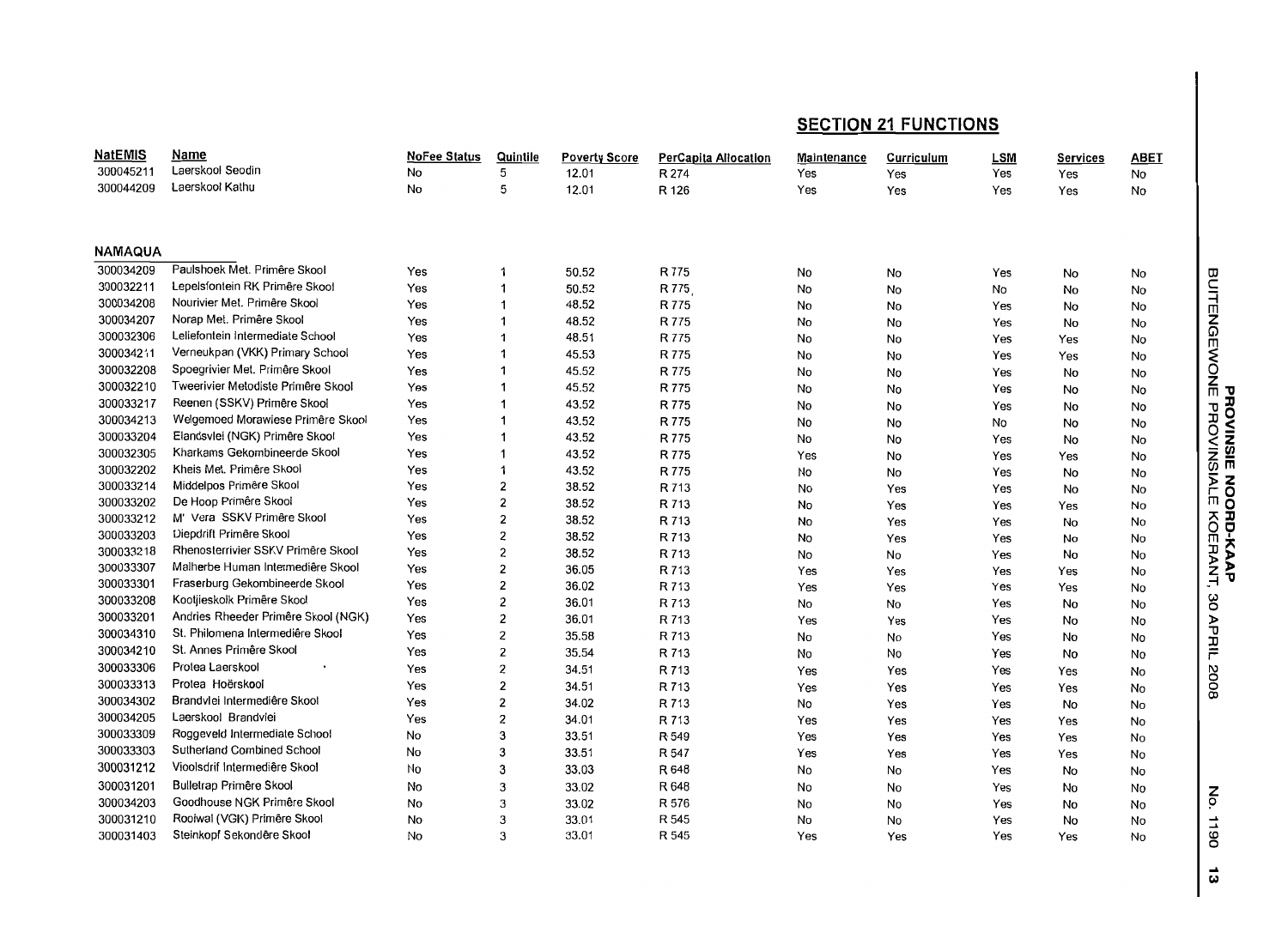## SECTION 21 FUNCTIONS

| NatEMIS | Name | NoFee Status | Quintile | Poverty Score | PerCapita Allocation | Maintenance | Curriculum | LSM | Services | ABET |
|---|---|---|---|---|---|---|---|---|---|---|
| 300045211 | Laerskool Seodin | No | 5 | 12.01 | R 274 | Yes | Yes | Yes | Yes | No |
| 300044209 | Laerskool Kathu | No | 5 | 12.01 | R 126 | Yes | Yes | Yes | Yes | No |
| **NAMAQUA** | | | | | | | | | | |
| 300034209 | Paulshoek Met. Primêre Skool | Yes | 1 | 50.52 | R 775 | No | No | Yes | No | No |
| 300032211 | Lepelsfontein RK Primêre Skool | Yes | 1 | 50.52 | R 775 | No | No | No | No | No |
| 300034208 | Nourivier Met. Primêre Skool | Yes | 1 | 48.52 | R 775 | No | No | Yes | No | No |
| 300034207 | Norap Met. Primêre Skool | Yes | 1 | 48.52 | R 775 | No | No | Yes | No | No |
| 300032306 | Leliefontein Intermediate School | Yes | 1 | 48.51 | R 775 | No | No | Yes | Yes | No |
| 300034211 | Verneukpan (VKK) Primary School | Yes | 1 | 45.53 | R 775 | No | No | Yes | Yes | No |
| 300032208 | Spoegrivier Met. Primêre Skool | Yes | 1 | 45.52 | R 775 | No | No | Yes | No | No |
| 300032210 | Tweerivier Metodiste Primêre Skool | Yes | 1 | 45.52 | R 775 | No | No | Yes | No | No |
| 300033217 | Reenen (SSKV) Primêre Skool | Yes | 1 | 43.52 | R 775 | No | No | Yes | No | No |
| 300034213 | Welgemoed Morawiese Primêre Skool | Yes | 1 | 43.52 | R 775 | No | No | No | No | No |
| 300033204 | Elandsvlei (NGK) Primêre Skool | Yes | 1 | 43.52 | R 775 | No | No | Yes | No | No |
| 300032305 | Kharkams Gekombineerde Skool | Yes | 1 | 43.52 | R 775 | Yes | No | Yes | Yes | No |
| 300032202 | Kheis Met. Primêre Skool | Yes | 1 | 43.52 | R 775 | No | No | Yes | No | No |
| 300033214 | Middelpos Primêre Skool | Yes | 2 | 38.52 | R 713 | No | Yes | Yes | No | No |
| 300033202 | De Hoop Primêre Skool | Yes | 2 | 38.52 | R 713 | No | Yes | Yes | Yes | No |
| 300033212 | M' Vera SSKV Primêre Skool | Yes | 2 | 38.52 | R 713 | No | Yes | Yes | No | No |
| 300033203 | Diepdrift Primêre Skool | Yes | 2 | 38.52 | R 713 | No | Yes | Yes | No | No |
| 300033218 | Rhenosterrivier SSKV Primêre Skool | Yes | 2 | 38.52 | R 713 | No | No | Yes | No | No |
| 300033307 | Malherbe Human Intermediêre Skool | Yes | 2 | 36.05 | R 713 | Yes | Yes | Yes | Yes | No |
| 300033301 | Fraserburg Gekombineerde Skool | Yes | 2 | 36.02 | R 713 | Yes | Yes | Yes | Yes | No |
| 300033208 | Kootjieskolk Primêre Skool | Yes | 2 | 36.01 | R 713 | No | No | Yes | No | No |
| 300033201 | Andries Rheeder Primêre Skool (NGK) | Yes | 2 | 36.01 | R 713 | Yes | Yes | Yes | No | No |
| 300034310 | St. Philomena Intermediêre Skool | Yes | 2 | 35.58 | R 713 | No | No | Yes | No | No |
| 300034210 | St. Annes Primêre Skool | Yes | 2 | 35.54 | R 713 | No | No | Yes | No | No |
| 300033306 | Protea Laerskool | Yes | 2 | 34.51 | R 713 | Yes | Yes | Yes | Yes | No |
| 300033313 | Protea Hoërskool | Yes | 2 | 34.51 | R 713 | Yes | Yes | Yes | Yes | No |
| 300034302 | Brandvlei Intermediêre Skool | Yes | 2 | 34.02 | R 713 | No | Yes | Yes | No | No |
| 300034205 | Laerskool Brandvlei | Yes | 2 | 34.01 | R 713 | Yes | Yes | Yes | Yes | No |
| 300033309 | Roggeveld Intermediate School | No | 3 | 33.51 | R 549 | Yes | Yes | Yes | Yes | No |
| 300033303 | Sutherland Combined School | No | 3 | 33.51 | R 547 | Yes | Yes | Yes | Yes | No |
| 300031212 | Vioolsdrif Intermediêre Skool | No | 3 | 33.03 | R 648 | No | No | Yes | No | No |
| 300031201 | Bulletrap Primêre Skool | No | 3 | 33.02 | R 648 | No | No | Yes | No | No |
| 300034203 | Goodhouse NGK Primêre Skool | No | 3 | 33.02 | R 576 | No | No | Yes | No | No |
| 300031210 | Rooiwal (VGK) Primêre Skool | No | 3 | 33.01 | R 545 | No | No | Yes | No | No |
| 300031403 | Steinkopf Sekondêre Skool | No | 3 | 33.01 | R 545 | Yes | Yes | Yes | Yes | No |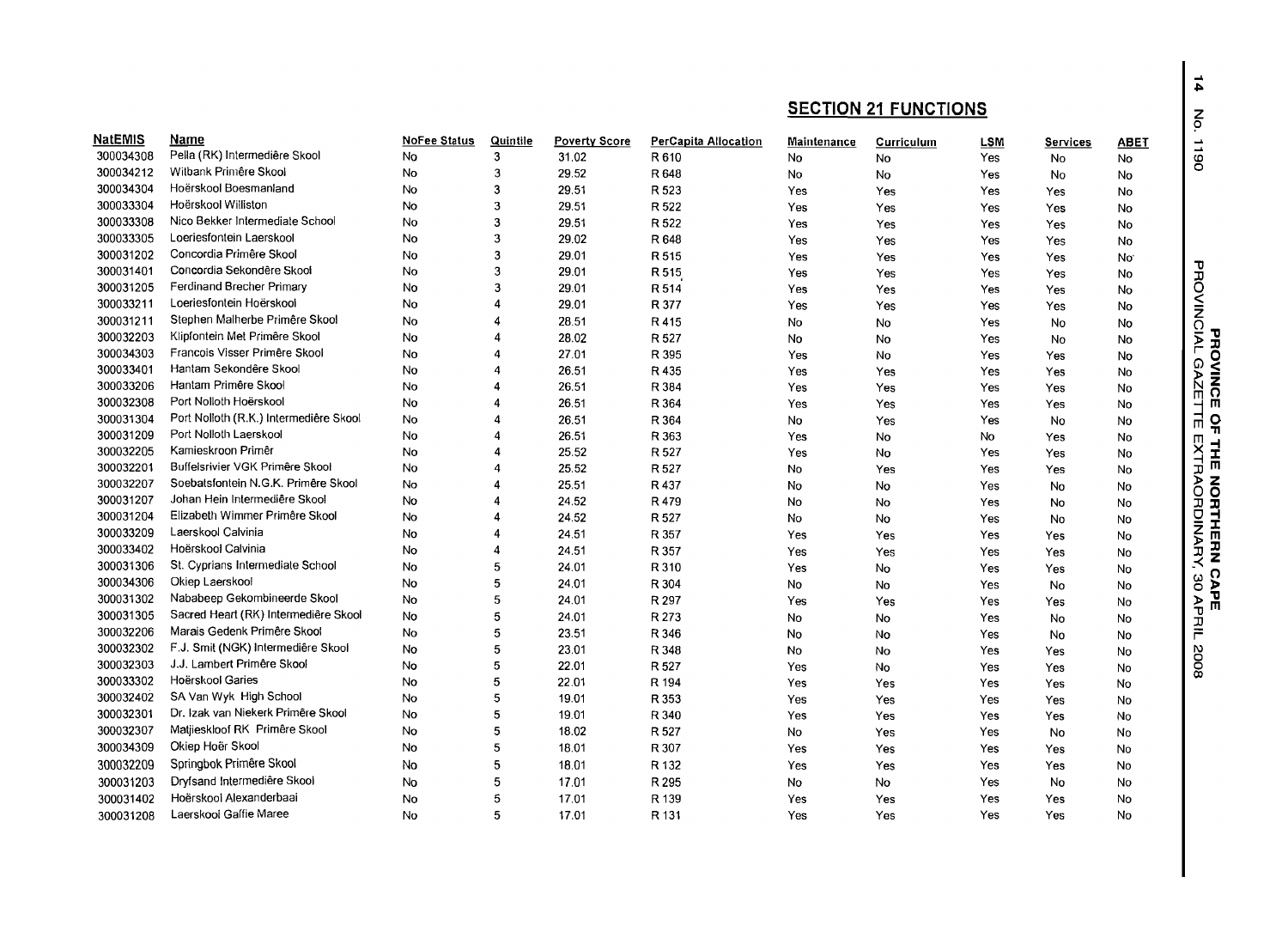## SECTION 21 FUNCTIONS

| NatEMIS | Name | NoFee Status | Quintile | Poverty Score | PerCapita Allocation | Maintenance | Curriculum | LSM | Services | ABET |
|---|---|---|---|---|---|---|---|---|---|---|
| 300034308 | Pella (RK) Intermediêre Skool | No | 3 | 31.02 | R 610 | No | No | Yes | No | No |
| 300034212 | Witbank Primêre Skool | No | 3 | 29.52 | R 648 | No | No | Yes | No | No |
| 300034304 | Hoërskool Boesmanland | No | 3 | 29.51 | R 523 | Yes | Yes | Yes | Yes | No |
| 300033304 | Hoërskool Williston | No | 3 | 29.51 | R 522 | Yes | Yes | Yes | Yes | No |
| 300033308 | Nico Bekker Intermediate School | No | 3 | 29.51 | R 522 | Yes | Yes | Yes | Yes | No |
| 300033305 | Loeriesfontein Laerskool | No | 3 | 29.02 | R 648 | Yes | Yes | Yes | Yes | No |
| 300031202 | Concordia Primêre Skool | No | 3 | 29.01 | R 515 | Yes | Yes | Yes | Yes | No |
| 300031401 | Concordia Sekondêre Skool | No | 3 | 29.01 | R 515 | Yes | Yes | Yes | Yes | No |
| 300031205 | Ferdinand Brecher Primary | No | 3 | 29.01 | R 514 | Yes | Yes | Yes | Yes | No |
| 300033211 | Loeriesfontein Hoërskool | No | 4 | 29.01 | R 377 | Yes | Yes | Yes | Yes | No |
| 300031211 | Stephen Malherbe Primêre Skool | No | 4 | 28.51 | R 415 | No | No | Yes | No | No |
| 300032203 | Klipfontein Met Primêre Skool | No | 4 | 28.02 | R 527 | No | No | Yes | No | No |
| 300034303 | Francois Visser Primêre Skool | No | 4 | 27.01 | R 395 | Yes | No | Yes | Yes | No |
| 300033401 | Hantam Sekondêre Skool | No | 4 | 26.51 | R 435 | Yes | Yes | Yes | Yes | No |
| 300033206 | Hantam Primêre Skool | No | 4 | 26.51 | R 384 | Yes | Yes | Yes | Yes | No |
| 300032308 | Port Nolloth Hoërskool | No | 4 | 26.51 | R 364 | Yes | Yes | Yes | Yes | No |
| 300031304 | Port Nolloth (R.K.) Intermediêre Skool | No | 4 | 26.51 | R 364 | No | Yes | Yes | No | No |
| 300031209 | Port Nolloth Laerskool | No | 4 | 26.51 | R 363 | Yes | No | No | Yes | No |
| 300032205 | Kamieskroon Primêr | No | 4 | 25.52 | R 527 | Yes | No | Yes | Yes | No |
| 300032201 | Buffelsrivier VGK Primêre Skool | No | 4 | 25.52 | R 527 | No | Yes | Yes | Yes | No |
| 300032207 | Soebatsfontein N.G.K. Primêre Skool | No | 4 | 25.51 | R 437 | No | No | Yes | No | No |
| 300031207 | Johan Hein Intermediêre Skool | No | 4 | 24.52 | R 479 | No | No | Yes | No | No |
| 300031204 | Elizabeth Wimmer Primêre Skool | No | 4 | 24.52 | R 527 | No | No | Yes | No | No |
| 300033209 | Laerskool Calvinia | No | 4 | 24.51 | R 357 | Yes | Yes | Yes | Yes | No |
| 300033402 | Hoërskool Calvinia | No | 4 | 24.51 | R 357 | Yes | Yes | Yes | Yes | No |
| 300031306 | St. Cyprians Intermediate School | No | 5 | 24.01 | R 310 | Yes | No | Yes | Yes | No |
| 300034306 | Okiep Laerskool | No | 5 | 24.01 | R 304 | No | No | Yes | No | No |
| 300031302 | Nababeep Gekombineerde Skool | No | 5 | 24.01 | R 297 | Yes | Yes | Yes | Yes | No |
| 300031305 | Sacred Heart (RK) Intermediêre Skool | No | 5 | 24.01 | R 273 | No | No | Yes | No | No |
| 300032206 | Marais Gedenk Primêre Skool | No | 5 | 23.51 | R 346 | No | No | Yes | No | No |
| 300032302 | F.J. Smit (NGK) Intermediêre Skool | No | 5 | 23.01 | R 348 | No | No | Yes | Yes | No |
| 300032303 | J.J. Lambert Primêre Skool | No | 5 | 22.01 | R 527 | Yes | No | Yes | Yes | No |
| 300033302 | Hoërskool Garies | No | 5 | 22.01 | R 194 | Yes | Yes | Yes | Yes | No |
| 300032402 | SA Van Wyk High School | No | 5 | 19.01 | R 353 | Yes | Yes | Yes | Yes | No |
| 300032301 | Dr. Izak van Niekerk Primêre Skool | No | 5 | 19.01 | R 340 | Yes | Yes | Yes | Yes | No |
| 300032307 | Matjieskloof RK Primêre Skool | No | 5 | 18.02 | R 527 | No | Yes | Yes | No | No |
| 300034309 | Okiep Hoër Skool | No | 5 | 18.01 | R 307 | Yes | Yes | Yes | Yes | No |
| 300032209 | Springbok Primêre Skool | No | 5 | 18.01 | R 132 | Yes | Yes | Yes | Yes | No |
| 300031203 | Dryfsand Intermediêre Skool | No | 5 | 17.01 | R 295 | No | No | Yes | No | No |
| 300031402 | Hoërskool Alexanderbaai | No | 5 | 17.01 | R 139 | Yes | Yes | Yes | Yes | No |
| 300031208 | Laerskool Gaffie Maree | No | 5 | 17.01 | R 131 | Yes | Yes | Yes | Yes | No |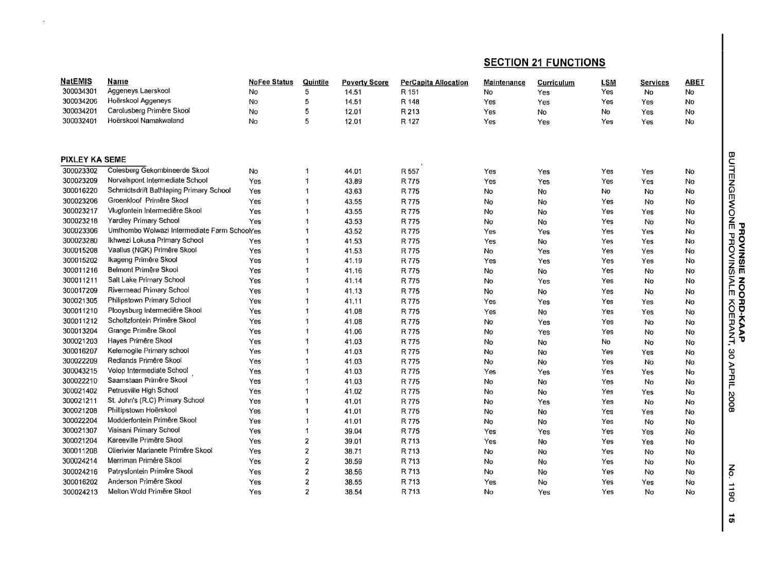## SECTION 21 FUNCTIONS

| NatEMIS | Name | NoFee Status | Quintile | Poverty Score | PerCapita Allocation | Maintenance | Curriculum | LSM | Services | ABET |
|---|---|---|---|---|---|---|---|---|---|---|
| 300034301 | Aggeneys Laerskool | No | 5 | 14.51 | R 151 | No | Yes | Yes | No | No |
| 300034206 | Hoërskool Aggeneys | No | 5 | 14.51 | R 148 | Yes | Yes | Yes | Yes | No |
| 300034201 | Carolusberg Primêre Skool | No | 5 | 12.01 | R 213 | Yes | No | No | Yes | No |
| 300032401 | Hoërskool Namakwaland | No | 5 | 12.01 | R 127 | Yes | Yes | Yes | Yes | No |
| **PIXLEY KA SEME** | | | | | | | | | | |
| 300023302 | Colesberg Gekombineerde Skool | No | 1 | 44.01 | R 557 | Yes | Yes | Yes | Yes | No |
| 300023209 | Norvalspont Intermediate School | Yes | 1 | 43.89 | R 775 | Yes | Yes | Yes | Yes | No |
| 300016220 | Schmidtsdrift Bathlaping Primary School | Yes | 1 | 43.63 | R 775 | No | No | No | No | No |
| 300023206 | Groenkloof Primêre Skool | Yes | 1 | 43.55 | R 775 | No | No | Yes | No | No |
| 300023217 | Vlugfontein Intermediêre Skool | Yes | 1 | 43.55 | R 775 | No | No | Yes | Yes | No |
| 300023218 | Yardley Primary School | Yes | 1 | 43.53 | R 775 | No | No | Yes | No | No |
| 300023306 | Umthombo Wolwazi Intermediate Farm School | Yes | 1 | 43.52 | R 775 | Yes | Yes | Yes | Yes | No |
| 300023280 | Ikhwezi Lokusa Primary School | Yes | 1 | 41.53 | R 775 | Yes | No | Yes | Yes | No |
| 300015208 | Vaallus (NGK) Primêre Skool | Yes | 1 | 41.53 | R 775 | No | Yes | Yes | Yes | No |
| 300015202 | Ikageng Primêre Skool | Yes | 1 | 41.19 | R 775 | Yes | Yes | Yes | Yes | No |
| 300011216 | Belmont Primêre Skool | Yes | 1 | 41.16 | R 775 | No | No | Yes | No | No |
| 300011211 | Salt Lake Primary School | Yes | 1 | 41.14 | R 775 | No | Yes | Yes | No | No |
| 300017209 | Rivermead Primary School | Yes | 1 | 41.13 | R 775 | No | No | Yes | No | No |
| 300021305 | Philipstown Primary School | Yes | 1 | 41.11 | R 775 | Yes | Yes | Yes | Yes | No |
| 300011210 | Plooysburg Intermediêre Skool | Yes | 1 | 41.08 | R 775 | Yes | No | Yes | Yes | No |
| 300011212 | Scholtzfontein Primêre Skool | Yes | 1 | 41.08 | R 775 | No | Yes | Yes | No | No |
| 300013204 | Grange Primêre Skool | Yes | 1 | 41.06 | R 775 | No | Yes | Yes | No | No |
| 300021203 | Hayes Primêre Skool | Yes | 1 | 41.03 | R 775 | No | No | No | No | No |
| 300016207 | Kelemogile Primary school | Yes | 1 | 41.03 | R 775 | No | No | Yes | Yes | No |
| 300022209 | Redlands Primêre Skool | Yes | 1 | 41.03 | R 775 | No | No | Yes | No | No |
| 300043215 | Volop Intermediate School | Yes | 1 | 41.03 | R 775 | Yes | Yes | Yes | Yes | No |
| 300022210 | Saamstaan Primêre Skool | Yes | 1 | 41.03 | R 775 | No | No | Yes | No | No |
| 300021402 | Petrusville High School | Yes | 1 | 41.02 | R 775 | No | No | Yes | Yes | No |
| 300021211 | St. John's (R.C) Primary School | Yes | 1 | 41.01 | R 775 | No | Yes | Yes | No | No |
| 300021208 | Phillipstown Hoërskool | Yes | 1 | 41.01 | R 775 | No | No | Yes | Yes | No |
| 300022204 | Modderfontein Primêre Skool | Yes | 1 | 41.01 | R 775 | No | No | Yes | No | No |
| 300021307 | Visisani Primary School | Yes | 1 | 39.04 | R 775 | Yes | Yes | Yes | Yes | No |
| 300021204 | Kareeville Primêre Skool | Yes | 2 | 39.01 | R 713 | Yes | No | Yes | Yes | No |
| 300011208 | Olierivier Marianele Primêre Skool | Yes | 2 | 38.71 | R 713 | No | No | Yes | No | No |
| 300024214 | Merriman Primêre Skool | Yes | 2 | 38.59 | R 713 | No | No | Yes | No | No |
| 300024216 | Patrysfontein Primêre Skool | Yes | 2 | 38.56 | R 713 | No | No | Yes | No | No |
| 300016202 | Anderson Primêre Skool | Yes | 2 | 38.55 | R 713 | Yes | No | Yes | Yes | No |
| 300024213 | Melton Wold Primêre Skool | Yes | 2 | 38.54 | R 713 | No | Yes | Yes | No | No |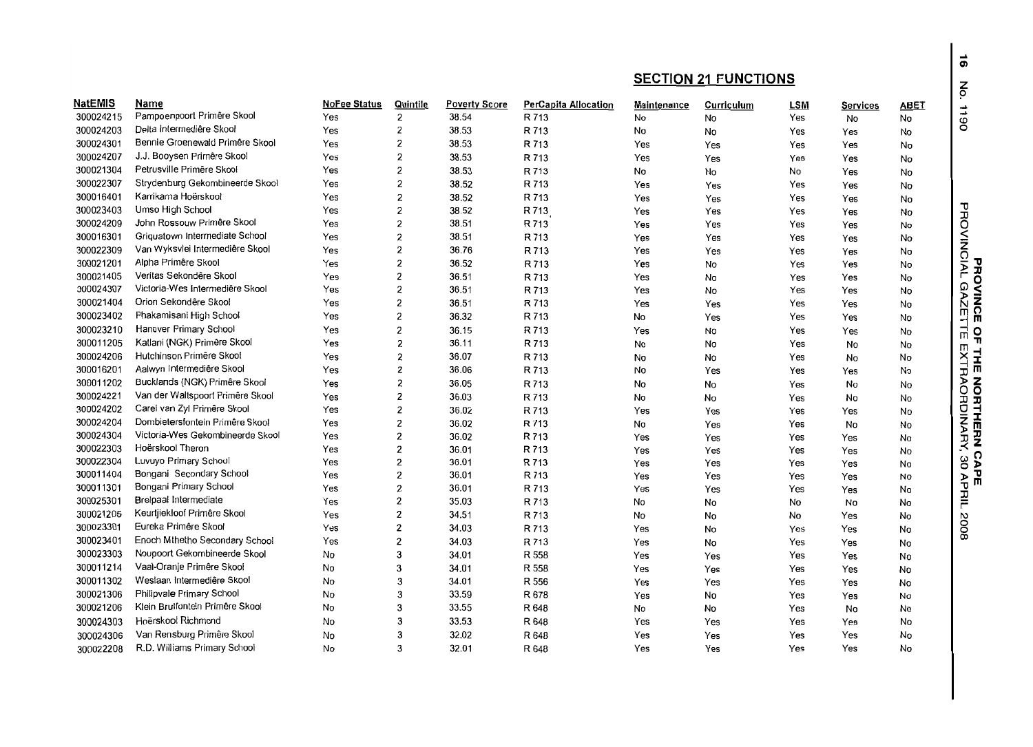## SECTION 21 FUNCTIONS

| NatEMIS | Name | NoFee Status | Quintile | Poverty Score | PerCapita Allocation | Maintenance | Curriculum | LSM | Services | ABET |
|---|---|---|---|---|---|---|---|---|---|---|
| 300024215 | Pampoenpoort Primêre Skool | Yes | 2 | 38.54 | R 713 | No | No | Yes | No | No |
| 300024203 | Delta Intermediêre Skool | Yes | 2 | 38.53 | R 713 | No | No | Yes | Yes | No |
| 300024301 | Bennie Groenewald Primêre Skool | Yes | 2 | 38.53 | R 713 | Yes | Yes | Yes | Yes | No |
| 300024207 | J.J. Booysen Primêre Skool | Yes | 2 | 38.53 | R 713 | Yes | Yes | Yes | Yes | No |
| 300021304 | Petrusville Primêre Skool | Yes | 2 | 38.53 | R 713 | No | No | No | Yes | No |
| 300022307 | Strydenburg Gekombineerde Skool | Yes | 2 | 38.52 | R 713 | Yes | Yes | Yes | Yes | No |
| 300016401 | Karrikama Hoërskool | Yes | 2 | 38.52 | R 713 | Yes | Yes | Yes | Yes | No |
| 300023403 | Umso High School | Yes | 2 | 38.52 | R 713 | Yes | Yes | Yes | Yes | No |
| 300024209 | John Rossouw Primêre Skool | Yes | 2 | 38.51 | R 713 | Yes | Yes | Yes | Yes | No |
| 300016301 | Griquatown Intermediate School | Yes | 2 | 38.51 | R 713 | Yes | Yes | Yes | Yes | No |
| 300022309 | Van Wyksvlei Intermediêre Skool | Yes | 2 | 36.76 | R 713 | Yes | Yes | Yes | Yes | No |
| 300021201 | Alpha Primêre Skool | Yes | 2 | 36.52 | R 713 | Yes | No | Yes | Yes | No |
| 300021405 | Veritas Sekondêre Skool | Yes | 2 | 36.51 | R 713 | Yes | No | Yes | Yes | No |
| 300024307 | Victoria-Wes Intermediêre Skool | Yes | 2 | 36.51 | R 713 | Yes | No | Yes | Yes | No |
| 300021404 | Orion Sekondêre Skool | Yes | 2 | 36.51 | R 713 | Yes | Yes | Yes | Yes | No |
| 300023402 | Phakamisani High School | Yes | 2 | 36.32 | R 713 | No | Yes | Yes | Yes | No |
| 300023210 | Hanover Primary School | Yes | 2 | 36.15 | R 713 | Yes | No | Yes | Yes | No |
| 300011205 | Katlani (NGK) Primêre Skool | Yes | 2 | 36.11 | R 713 | No | No | Yes | No | No |
| 300024206 | Hutchinson Primêre Skool | Yes | 2 | 36.07 | R 713 | No | No | Yes | No | No |
| 300016201 | Aalwyn Intermediêre Skool | Yes | 2 | 36.06 | R 713 | No | Yes | Yes | Yes | No |
| 300011202 | Bucklands (NGK) Primêre Skool | Yes | 2 | 36.05 | R 713 | No | No | Yes | No | No |
| 300024221 | Van der Waltspoort Primêre Skool | Yes | 2 | 36.03 | R 713 | No | No | Yes | No | No |
| 300024202 | Carel van Zyl Primêre Skool | Yes | 2 | 36.02 | R 713 | Yes | Yes | Yes | Yes | No |
| 300024204 | Dombietersfontein Primêre Skool | Yes | 2 | 36.02 | R 713 | No | Yes | Yes | No | No |
| 300024304 | Victoria-Wes Gekombineerde Skool | Yes | 2 | 36.02 | R 713 | Yes | Yes | Yes | Yes | No |
| 300022303 | Hoërskool Theron | Yes | 2 | 36.01 | R 713 | Yes | Yes | Yes | Yes | No |
| 300022304 | Luvuyo Primary School | Yes | 2 | 36.01 | R 713 | Yes | Yes | Yes | Yes | No |
| 300011404 | Bongani Secondary School | Yes | 2 | 36.01 | R 713 | Yes | Yes | Yes | Yes | No |
| 300011301 | Bongani Primary School | Yes | 2 | 36.01 | R 713 | Yes | Yes | Yes | Yes | No |
| 300025301 | Breipaal Intermediate | Yes | 2 | 35.03 | R 713 | No | No | No | No | No |
| 300021205 | Keurtjiekloof Primêre Skool | Yes | 2 | 34.51 | R 713 | No | No | No | Yes | No |
| 300023301 | Eureka Primêre Skool | Yes | 2 | 34.03 | R 713 | Yes | No | Yes | Yes | No |
| 300023401 | Enoch Mthetho Secondary School | Yes | 2 | 34.03 | R 713 | Yes | No | Yes | Yes | No |
| 300023303 | Noupoort Gekombineerde Skool | No | 3 | 34.01 | R 558 | Yes | Yes | Yes | Yes | No |
| 300011214 | Vaal-Oranje Primêre Skool | No | 3 | 34.01 | R 558 | Yes | Yes | Yes | Yes | No |
| 300011302 | Weslaan Intermediêre Skool | No | 3 | 34.01 | R 556 | Yes | Yes | Yes | Yes | No |
| 300021306 | Philipvale Primary School | No | 3 | 33.59 | R 678 | Yes | No | Yes | Yes | No |
| 300021206 | Klein Bruifontein Primêre Skool | No | 3 | 33.55 | R 648 | No | No | Yes | No | No |
| 300024303 | Hoërskool Richmond | No | 3 | 33.53 | R 648 | Yes | Yes | Yes | Yes | No |
| 300024306 | Van Rensburg Primêre Skool | No | 3 | 32.02 | R 648 | Yes | Yes | Yes | Yes | No |
| 300022208 | R.D. Williams Primary School | No | 3 | 32.01 | R 648 | Yes | Yes | Yes | Yes | No |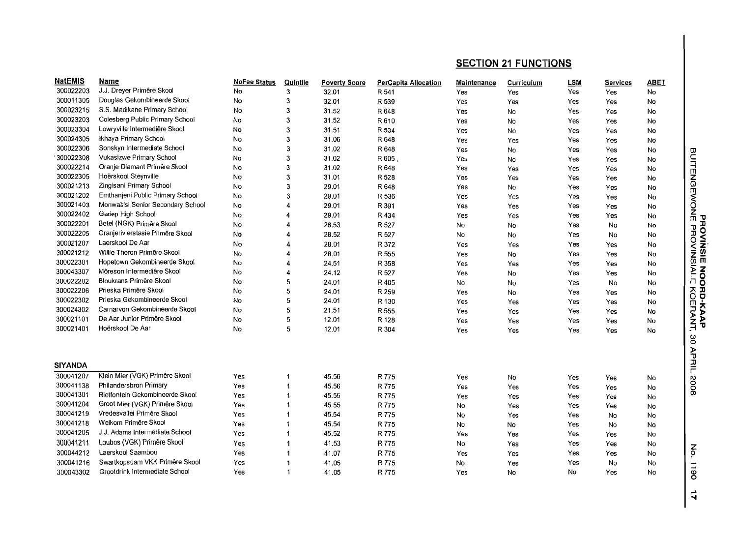## SECTION 21 FUNCTIONS

| NatEMIS | Name | NoFee Status | Quintile | Poverty Score | PerCapita Allocation | Maintenance | Curriculum | LSM | Services | ABET |
|---|---|---|---|---|---|---|---|---|---|---|
| 300022203 | J.J. Dreyer Primêre Skool | No | 3 | 32.01 | R 541 | Yes | Yes | Yes | Yes | No |
| 300011305 | Douglas Gekombineerde Skool | No | 3 | 32.01 | R 539 | Yes | Yes | Yes | Yes | No |
| 300023215 | S.S. Madikane Primary School | No | 3 | 31.52 | R 648 | Yes | No | Yes | Yes | No |
| 300023203 | Colesberg Public Primary School | No | 3 | 31.52 | R 610 | Yes | No | Yes | Yes | No |
| 300023304 | Lowryville Intermediêre Skool | No | 3 | 31.51 | R 534 | Yes | No | Yes | Yes | No |
| 300024305 | Ikhaya Primary School | No | 3 | 31.06 | R 648 | Yes | Yes | Yes | Yes | No |
| 300022306 | Sonskyn Intermediate School | No | 3 | 31.02 | R 648 | Yes | No | Yes | Yes | No |
| 300022308 | Vukasizwe Primary School | No | 3 | 31.02 | R 605 | Yes | No | Yes | Yes | No |
| 300022214 | Oranje Diamant Primêre Skool | No | 3 | 31.02 | R 648 | Yes | Yes | Yes | Yes | No |
| 300022305 | Hoërskool Steynville | No | 3 | 31.01 | R 528 | Yes | Yes | Yes | Yes | No |
| 300021213 | Zingisani Primary School | No | 3 | 29.01 | R 648 | Yes | No | Yes | Yes | No |
| 300021202 | Emthanjeni Public Primary School | No | 3 | 29.01 | R 536 | Yes | Yes | Yes | Yes | No |
| 300021403 | Monwabisi Senior Secondary School | No | 4 | 29.01 | R 391 | Yes | Yes | Yes | Yes | No |
| 300022402 | Gariep High School | No | 4 | 29.01 | R 434 | Yes | Yes | Yes | Yes | No |
| 300022201 | Betel (NGK) Primêre Skool | No | 4 | 28.53 | R 527 | No | No | Yes | No | No |
| 300022205 | Oranjerivierstasie Primêre Skool | No | 4 | 28.52 | R 527 | No | No | Yes | No | No |
| 300021207 | Laerskool De Aar | No | 4 | 28.01 | R 372 | Yes | Yes | Yes | Yes | No |
| 300021212 | Willie Theron Primêre Skool | No | 4 | 26.01 | R 555 | Yes | No | Yes | Yes | No |
| 300022301 | Hopetown Gekombineerde Skool | No | 4 | 24.51 | R 358 | Yes | Yes | Yes | Yes | No |
| 300043307 | Môreson Intermediêre Skool | No | 4 | 24.12 | R 527 | Yes | No | Yes | Yes | No |
| 300022202 | Bloukrans Primêre Skool | No | 5 | 24.01 | R 405 | No | No | Yes | No | No |
| 300022206 | Prieska Primêre Skool | No | 5 | 24.01 | R 259 | Yes | No | Yes | Yes | No |
| 300022302 | Prieska Gekombineerde Skool | No | 5 | 24.01 | R 130 | Yes | Yes | Yes | Yes | No |
| 300024302 | Carnarvon Gekombineerde Skool | No | 5 | 21.51 | R 555 | Yes | Yes | Yes | Yes | No |
| 300021101 | De Aar Junior Primêre Skool | No | 5 | 12.01 | R 128 | Yes | Yes | Yes | Yes | No |
| 300021401 | Hoërskool De Aar | No | 5 | 12.01 | R 304 | Yes | Yes | Yes | Yes | No |
| **SIYANDA** | | | | | | | | | | |
| 300041207 | Klein Mier (VGK) Primêre Skool | Yes | 1 | 45.56 | R 775 | Yes | No | Yes | Yes | No |
| 300041138 | Philandersbron Primary | Yes | 1 | 45.56 | R 775 | Yes | Yes | Yes | Yes | No |
| 300041301 | Rietfontein Gekombineerde Skool | Yes | 1 | 45.55 | R 775 | Yes | Yes | Yes | Yes | No |
| 300041204 | Groot Mier (VGK) Primêre Skool | Yes | 1 | 45.55 | R 775 | No | Yes | Yes | Yes | No |
| 300041219 | Vredesvallei Primêre Skool | Yes | 1 | 45.54 | R 775 | No | Yes | Yes | No | No |
| 300041218 | Welkom Primêre Skool | Yes | 1 | 45.54 | R 775 | No | No | Yes | No | No |
| 300041205 | J.J. Adams Intermediate School | Yes | 1 | 45.52 | R 775 | Yes | Yes | Yes | Yes | No |
| 300041211 | Loubos (VGK) Primêre Skool | Yes | 1 | 41.53 | R 775 | No | Yes | Yes | Yes | No |
| 300044212 | Laerskool Saambou | Yes | 1 | 41.07 | R 775 | Yes | Yes | Yes | Yes | No |
| 300041216 | Swartkopsdam VKK Primêre Skool | Yes | 1 | 41.05 | R 775 | No | Yes | Yes | No | No |
| 300043302 | Grootdrink Intermediate School | Yes | 1 | 41.05 | R 775 | Yes | No | No | Yes | No |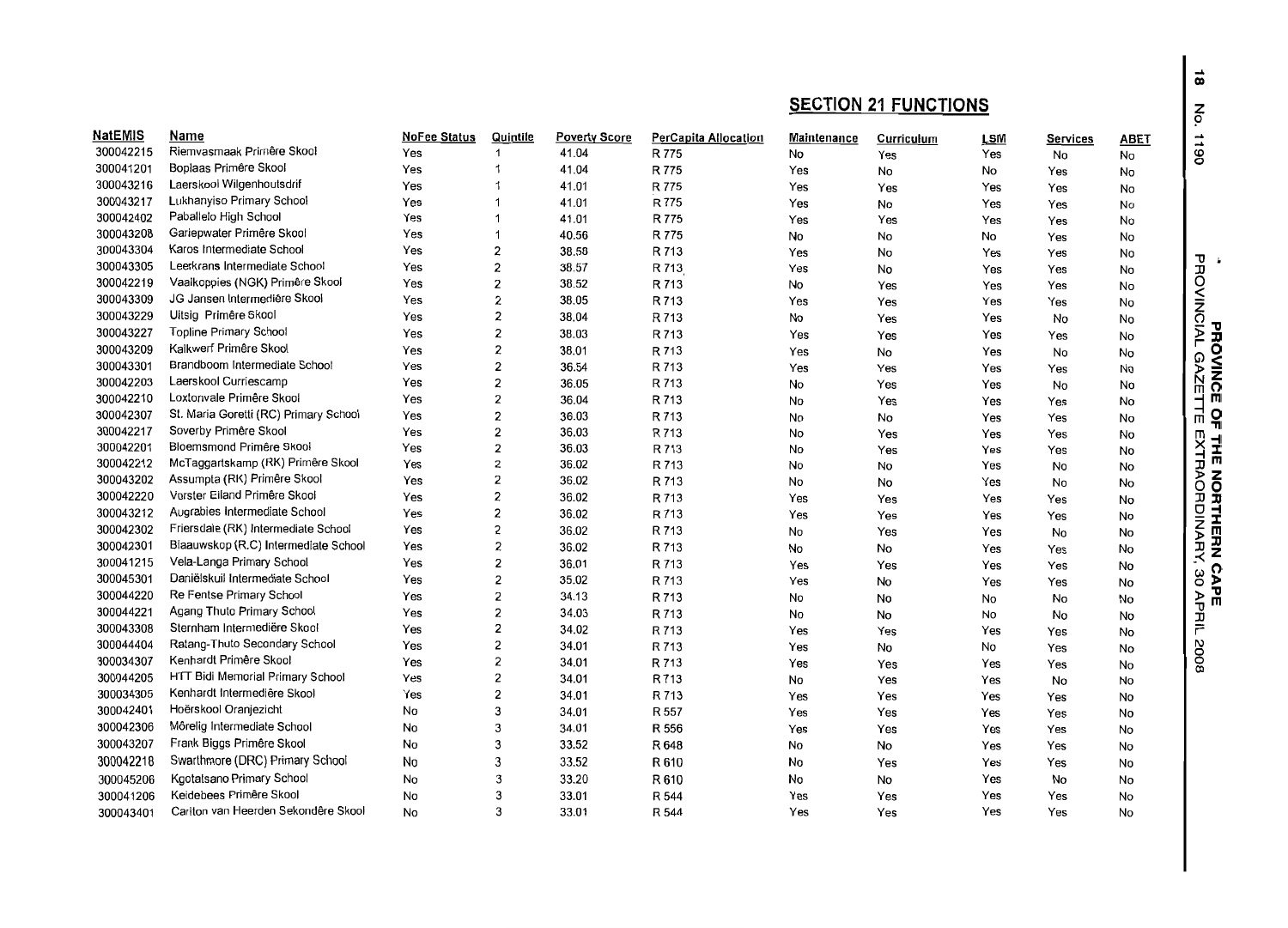## SECTION 21 FUNCTIONS

| NatEMIS | Name | NoFee Status | Quintile | Poverty Score | PerCapita Allocation | Maintenance | Curriculum | LSM | Services | ABET |
|---|---|---|---|---|---|---|---|---|---|---|
| 300042215 | Riemvasmaak Primêre Skool | Yes | 1 | 41.04 | R 775 | No | Yes | Yes | No | No |
| 300041201 | Boplaas Primêre Skool | Yes | 1 | 41.04 | R 775 | Yes | No | No | Yes | No |
| 300043216 | Laerskool Wilgenhoutsdrif | Yes | 1 | 41.01 | R 775 | Yes | Yes | Yes | Yes | No |
| 300043217 | Lukhanyiso Primary School | Yes | 1 | 41.01 | R 775 | Yes | No | Yes | Yes | No |
| 300042402 | Paballelo High School | Yes | 1 | 41.01 | R 775 | Yes | Yes | Yes | Yes | No |
| 300043208 | Gariepwater Primêre Skool | Yes | 1 | 40.56 | R 775 | No | No | No | Yes | No |
| 300043304 | Karos Intermediate School | Yes | 2 | 38.58 | R 713 | Yes | No | Yes | Yes | No |
| 300043305 | Leerkrans Intermediate School | Yes | 2 | 38.57 | R 713 | Yes | No | Yes | Yes | No |
| 300042219 | Vaalkoppies (NGK) Primêre Skool | Yes | 2 | 38.52 | R 713 | No | Yes | Yes | Yes | No |
| 300043309 | JG Jansen Intermediêre Skool | Yes | 2 | 38.05 | R 713 | Yes | Yes | Yes | Yes | No |
| 300043229 | Uitsig Primêre Skool | Yes | 2 | 38.04 | R 713 | No | Yes | Yes | No | No |
| 300043227 | Topline Primary School | Yes | 2 | 38.03 | R 713 | Yes | Yes | Yes | Yes | No |
| 300043209 | Kalkwerf Primêre Skool | Yes | 2 | 38.01 | R 713 | Yes | No | Yes | No | No |
| 300043301 | Brandboom Intermediate School | Yes | 2 | 36.54 | R 713 | Yes | Yes | Yes | Yes | No |
| 300042203 | Laerskool Curriescamp | Yes | 2 | 36.05 | R 713 | No | Yes | Yes | No | No |
| 300042210 | Loxtonvale Primêre Skool | Yes | 2 | 36.04 | R 713 | No | Yes | Yes | Yes | No |
| 300042307 | St. Maria Goretti (RC) Primary School | Yes | 2 | 36.03 | R 713 | No | No | Yes | Yes | No |
| 300042217 | Soverby Primêre Skool | Yes | 2 | 36.03 | R 713 | No | Yes | Yes | Yes | No |
| 300042201 | Bloemsmond Primêre Skool | Yes | 2 | 36.03 | R 713 | No | Yes | Yes | Yes | No |
| 300042212 | McTaggartskamp (RK) Primêre Skool | Yes | 2 | 36.02 | R 713 | No | No | Yes | No | No |
| 300043202 | Assumpta (RK) Primêre Skool | Yes | 2 | 36.02 | R 713 | No | No | Yes | No | No |
| 300042220 | Vorster Eiland Primêre Skool | Yes | 2 | 36.02 | R 713 | Yes | Yes | Yes | Yes | No |
| 300043212 | Augrabies Intermediate School | Yes | 2 | 36.02 | R 713 | Yes | Yes | Yes | Yes | No |
| 300042302 | Friersdale (RK) Intermediate School | Yes | 2 | 36.02 | R 713 | No | Yes | Yes | No | No |
| 300042301 | Blaauwskop (R.C) Intermediate School | Yes | 2 | 36.02 | R 713 | No | No | Yes | Yes | No |
| 300041215 | Vela-Langa Primary School | Yes | 2 | 36.01 | R 713 | Yes | Yes | Yes | Yes | No |
| 300045301 | Daniëlskuil Intermediate School | Yes | 2 | 35.02 | R 713 | Yes | No | Yes | Yes | No |
| 300044220 | Re Fentse Primary School | Yes | 2 | 34.13 | R 713 | No | No | No | No | No |
| 300044221 | Agang Thuto Primary School | Yes | 2 | 34.03 | R 713 | No | No | No | No | No |
| 300043308 | Sternham Intermediêre Skool | Yes | 2 | 34.02 | R 713 | Yes | Yes | Yes | Yes | No |
| 300044404 | Ratang-Thuto Secondary School | Yes | 2 | 34.01 | R 713 | Yes | No | No | Yes | No |
| 300034307 | Kenhardt Primêre Skool | Yes | 2 | 34.01 | R 713 | Yes | Yes | Yes | Yes | No |
| 300044205 | HTT Bidi Memorial Primary School | Yes | 2 | 34.01 | R 713 | No | Yes | Yes | No | No |
| 300034305 | Kenhardt Intermediêre Skool | Yes | 2 | 34.01 | R 713 | Yes | Yes | Yes | Yes | No |
| 300042401 | Hoërskool Oranjezicht | No | 3 | 34.01 | R 557 | Yes | Yes | Yes | Yes | No |
| 300042306 | Môrelig Intermediate School | No | 3 | 34.01 | R 556 | Yes | Yes | Yes | Yes | No |
| 300043207 | Frank Biggs Primêre Skool | No | 3 | 33.52 | R 648 | No | No | Yes | Yes | No |
| 300042218 | Swarthmore (DRC) Primary School | No | 3 | 33.52 | R 610 | No | Yes | Yes | Yes | No |
| 300045206 | Kgotatsano Primary School | No | 3 | 33.20 | R 610 | No | No | Yes | No | No |
| 300041206 | Keidebees Primêre Skool | No | 3 | 33.01 | R 544 | Yes | Yes | Yes | Yes | No |
| 300043401 | Carlton van Heerden Sekondêre Skool | No | 3 | 33.01 | R 544 | Yes | Yes | Yes | Yes | No |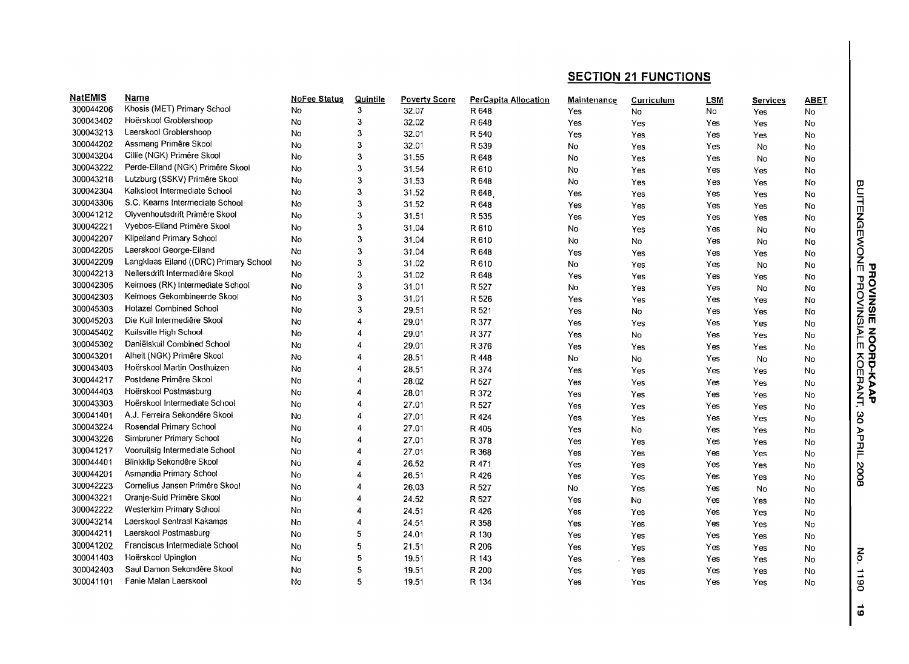## SECTION 21 FUNCTIONS

| NatEMIS | Name | NoFee Status | Quintile | Poverty Score | PerCapita Allocation | Maintenance | Curriculum | LSM | Services | ABET |
|---|---|---|---|---|---|---|---|---|---|---|
| 300044206 | Khosis (MET) Primary School | No | 3 | 32.07 | R 648 | Yes | No | No | Yes | No |
| 300043402 | Hoërskool Groblershoop | No | 3 | 32.02 | R 648 | Yes | Yes | Yes | Yes | No |
| 300043213 | Laerskool Groblershoop | No | 3 | 32.01 | R 540 | Yes | Yes | Yes | Yes | No |
| 300044202 | Assmang Primêre Skool | No | 3 | 32.01 | R 539 | No | Yes | Yes | No | No |
| 300043204 | Cillie (NGK) Primêre Skool | No | 3 | 31.55 | R 648 | No | Yes | Yes | No | No |
| 300043222 | Perde-Eiland (NGK) Primêre Skool | No | 3 | 31.54 | R 610 | No | Yes | Yes | Yes | No |
| 300043218 | Lutzburg (SSKV) Primêre Skool | No | 3 | 31.53 | R 648 | No | Yes | Yes | Yes | No |
| 300042304 | Kalksloot Intermediate School | No | 3 | 31.52 | R 648 | Yes | Yes | Yes | Yes | No |
| 300043306 | S.C. Kearns Intermediate School | No | 3 | 31.52 | R 648 | Yes | Yes | Yes | Yes | No |
| 300041212 | Olyvenhoutsdrift Primêre Skool | No | 3 | 31.51 | R 535 | Yes | Yes | Yes | Yes | No |
| 300042221 | Vyebos-Eiland Primêre Skool | No | 3 | 31.04 | R 610 | No | Yes | Yes | No | No |
| 300042207 | Klipeiland Primary School | No | 3 | 31.04 | R 610 | No | No | Yes | No | No |
| 300042205 | Laerskool George-Eiland | No | 3 | 31.04 | R 648 | Yes | Yes | Yes | Yes | No |
| 300042209 | Langklaas Eiland ((DRC) Primary School | No | 3 | 31.02 | R 610 | No | Yes | Yes | No | No |
| 300042213 | Neilersdrift Intermediêre Skool | No | 3 | 31.02 | R 648 | Yes | Yes | Yes | Yes | No |
| 300042305 | Keimoes (RK) Intermediate School | No | 3 | 31.01 | R 527 | No | Yes | Yes | No | No |
| 300042303 | Keimoes Gekombineerde Skool | No | 3 | 31.01 | R 526 | Yes | Yes | Yes | Yes | No |
| 300045303 | Hotazel Combined School | No | 3 | 29.51 | R 521 | Yes | No | Yes | Yes | No |
| 300045203 | Die Kuil Intermediêre Skool | No | 4 | 29.01 | R 377 | Yes | Yes | Yes | Yes | No |
| 300045402 | Kuilsville High School | No | 4 | 29.01 | R 377 | Yes | No | Yes | Yes | No |
| 300045302 | Daniëlskuil Combined School | No | 4 | 29.01 | R 376 | Yes | Yes | Yes | Yes | No |
| 300043201 | Alheit (NGK) Primêre Skool | No | 4 | 28.51 | R 448 | No | No | Yes | No | No |
| 300043403 | Hoërskool Martin Oosthuizen | No | 4 | 28.51 | R 374 | Yes | Yes | Yes | Yes | No |
| 300044217 | Postdene Primêre Skool | No | 4 | 28.02 | R 527 | Yes | Yes | Yes | Yes | No |
| 300044403 | Hoërskool Postmasburg | No | 4 | 28.01 | R 372 | Yes | Yes | Yes | Yes | No |
| 300043303 | Hoërskool Intermediate School | No | 4 | 27.01 | R 527 | Yes | Yes | Yes | Yes | No |
| 300041401 | A.J. Ferreira Sekondêre Skool | No | 4 | 27.01 | R 424 | Yes | Yes | Yes | Yes | No |
| 300043224 | Rosendal Primary School | No | 4 | 27.01 | R 405 | Yes | No | Yes | Yes | No |
| 300043226 | Simbruner Primary School | No | 4 | 27.01 | R 378 | Yes | Yes | Yes | Yes | No |
| 300041217 | Vooruitsig Intermediate School | No | 4 | 27.01 | R 368 | Yes | Yes | Yes | Yes | No |
| 300044401 | Blinkklip Sekondêre Skool | No | 4 | 26.52 | R 471 | Yes | Yes | Yes | Yes | No |
| 300044201 | Asmandia Primary School | No | 4 | 26.51 | R 426 | Yes | Yes | Yes | Yes | No |
| 300042223 | Cornelius Jansen Primêre Skool | No | 4 | 26.03 | R 527 | No | Yes | Yes | No | No |
| 300043221 | Oranje-Suid Primêre Skool | No | 4 | 24.52 | R 527 | Yes | No | Yes | Yes | No |
| 300042222 | Westerkim Primary School | No | 4 | 24.51 | R 426 | Yes | Yes | Yes | Yes | No |
| 300043214 | Laerskool Sentraal Kakamas | No | 4 | 24.51 | R 358 | Yes | Yes | Yes | Yes | No |
| 300044211 | Laerskool Postmasburg | No | 5 | 24.01 | R 130 | Yes | Yes | Yes | Yes | No |
| 300041202 | Franciscus Intermediate School | No | 5 | 21.51 | R 206 | Yes | Yes | Yes | Yes | No |
| 300041403 | Hoërskool Upington | No | 5 | 19.51 | R 143 | Yes | Yes | Yes | Yes | No |
| 300042403 | Saul Damon Sekondêre Skool | No | 5 | 19.51 | R 200 | Yes | Yes | Yes | Yes | No |
| 300041101 | Fanie Malan Laerskool | No | 5 | 19.51 | R 134 | Yes | Yes | Yes | Yes | No |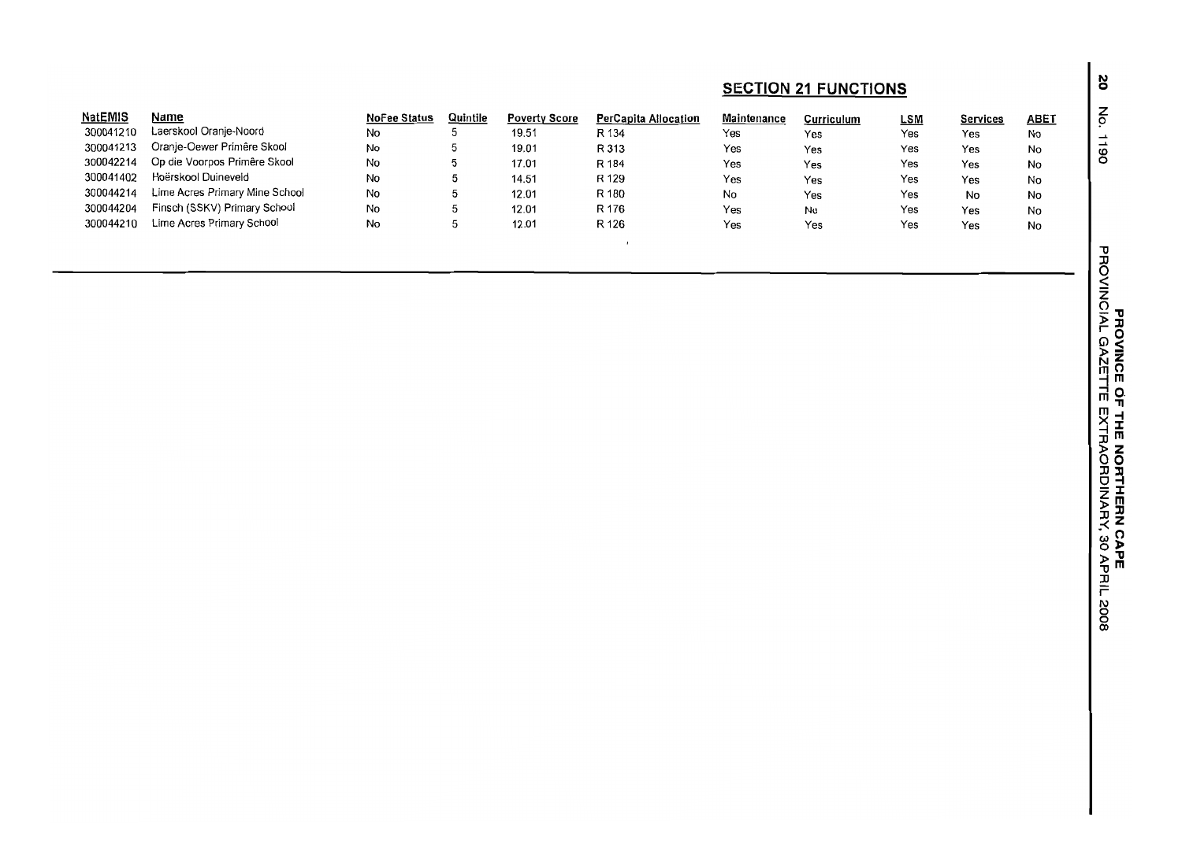## SECTION 21 FUNCTIONS

| NatEMIS | Name | NoFee Status | Quintile | Poverty Score | PerCapita Allocation | Maintenance | Curriculum | LSM | Services | ABET |
|---|---|---|---|---|---|---|---|---|---|---|
| 300041210 | Laerskool Oranje-Noord | No | 5 | 19.51 | R 134 | Yes | Yes | Yes | Yes | No |
| 300041213 | Oranje-Oewer Primêre Skool | No | 5 | 19.01 | R 313 | Yes | Yes | Yes | Yes | No |
| 300042214 | Op die Voorpos Primêre Skool | No | 5 | 17.01 | R 184 | Yes | Yes | Yes | Yes | No |
| 300041402 | Hoërskool Duineveld | No | 5 | 14.51 | R 129 | Yes | Yes | Yes | Yes | No |
| 300044214 | Lime Acres Primary Mine School | No | 5 | 12.01 | R 180 | No | Yes | Yes | No | No |
| 300044204 | Finsch (SSKV) Primary School | No | 5 | 12.01 | R 176 | Yes | No | Yes | Yes | No |
| 300044210 | Lime Acres Primary School | No | 5 | 12.01 | R 126 | Yes | Yes | Yes | Yes | No |